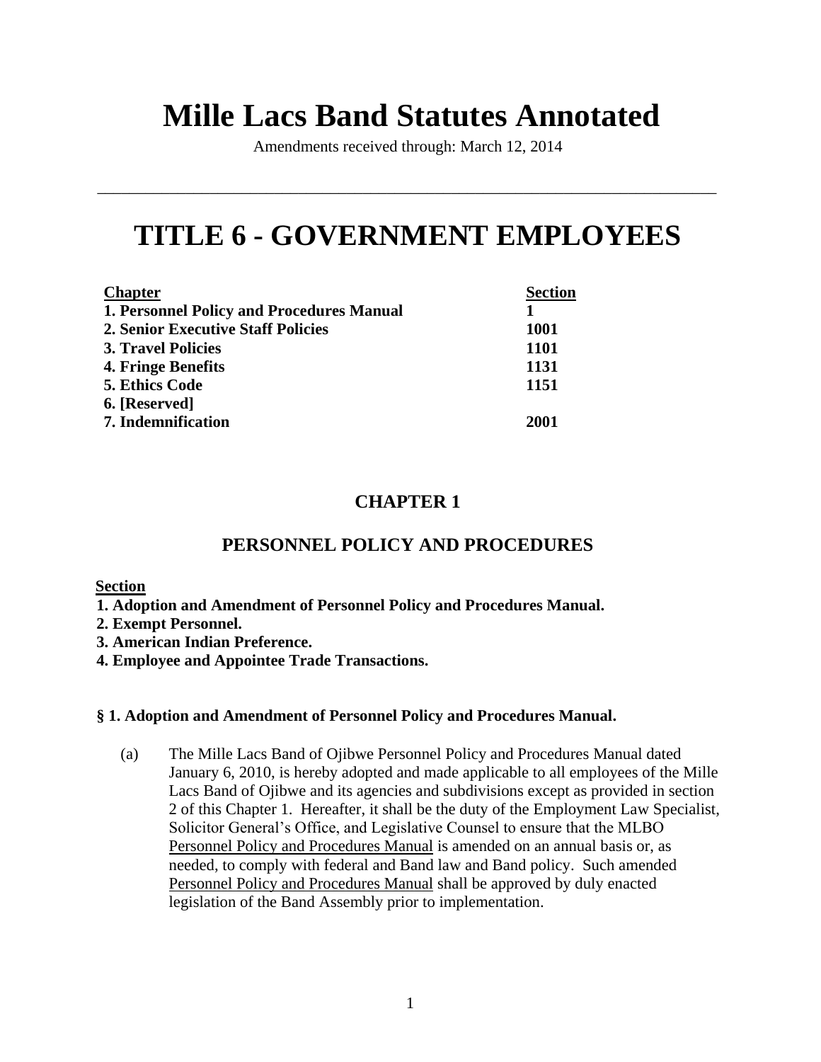# Mille Lacs Band Statutes Annotated

Amendments received through: March 12, 2014

---

# TITLE 6 - GOVERNMENT EMPLOYEES

| Chapter | Section |
|---|---|
| **1. Personnel Policy and Procedures Manual** | **1** |
| **2. Senior Executive Staff Policies** | **1001** |
| **3. Travel Policies** | **1101** |
| **4. Fringe Benefits** | **1131** |
| **5. Ethics Code** | **1151** |
| **6. [Reserved]** | |
| **7. Indemnification** | **2001** |

## CHAPTER 1

## PERSONNEL POLICY AND PROCEDURES

**Section**

**1. Adoption and Amendment of Personnel Policy and Procedures Manual.**
**2. Exempt Personnel.**
**3. American Indian Preference.**
**4. Employee and Appointee Trade Transactions.**

### § 1. Adoption and Amendment of Personnel Policy and Procedures Manual.

(a) The Mille Lacs Band of Ojibwe Personnel Policy and Procedures Manual dated January 6, 2010, is hereby adopted and made applicable to all employees of the Mille Lacs Band of Ojibwe and its agencies and subdivisions except as provided in section 2 of this Chapter 1. Hereafter, it shall be the duty of the Employment Law Specialist, Solicitor General's Office, and Legislative Counsel to ensure that the MLBO Personnel Policy and Procedures Manual is amended on an annual basis or, as needed, to comply with federal and Band law and Band policy. Such amended Personnel Policy and Procedures Manual shall be approved by duly enacted legislation of the Band Assembly prior to implementation.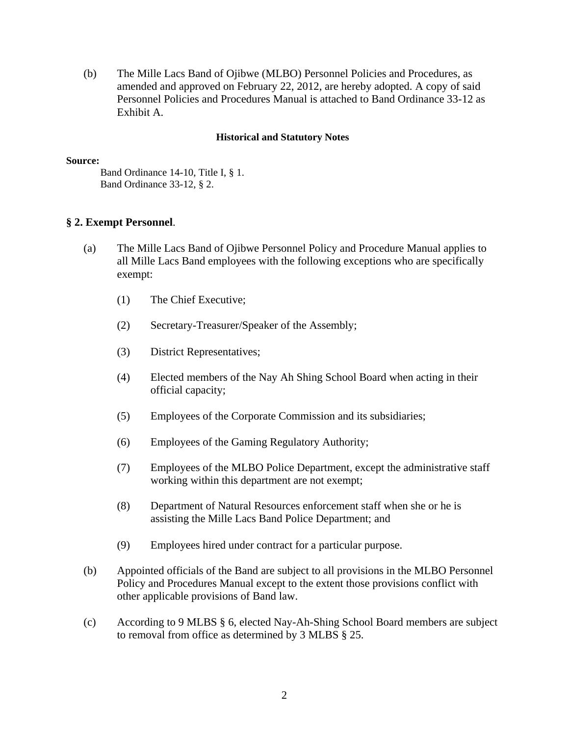(b) The Mille Lacs Band of Ojibwe (MLBO) Personnel Policies and Procedures, as amended and approved on February 22, 2012, are hereby adopted. A copy of said Personnel Policies and Procedures Manual is attached to Band Ordinance 33-12 as Exhibit A.

**Historical and Statutory Notes**

**Source:**

Band Ordinance 14-10, Title I, § 1.
Band Ordinance 33-12, § 2.

**§ 2. Exempt Personnel**.

(a) The Mille Lacs Band of Ojibwe Personnel Policy and Procedure Manual applies to all Mille Lacs Band employees with the following exceptions who are specifically exempt:

(1) The Chief Executive;

(2) Secretary-Treasurer/Speaker of the Assembly;

(3) District Representatives;

(4) Elected members of the Nay Ah Shing School Board when acting in their official capacity;

(5) Employees of the Corporate Commission and its subsidiaries;

(6) Employees of the Gaming Regulatory Authority;

(7) Employees of the MLBO Police Department, except the administrative staff working within this department are not exempt;

(8) Department of Natural Resources enforcement staff when she or he is assisting the Mille Lacs Band Police Department; and

(9) Employees hired under contract for a particular purpose.

(b) Appointed officials of the Band are subject to all provisions in the MLBO Personnel Policy and Procedures Manual except to the extent those provisions conflict with other applicable provisions of Band law.

(c) According to 9 MLBS § 6, elected Nay-Ah-Shing School Board members are subject to removal from office as determined by 3 MLBS § 25.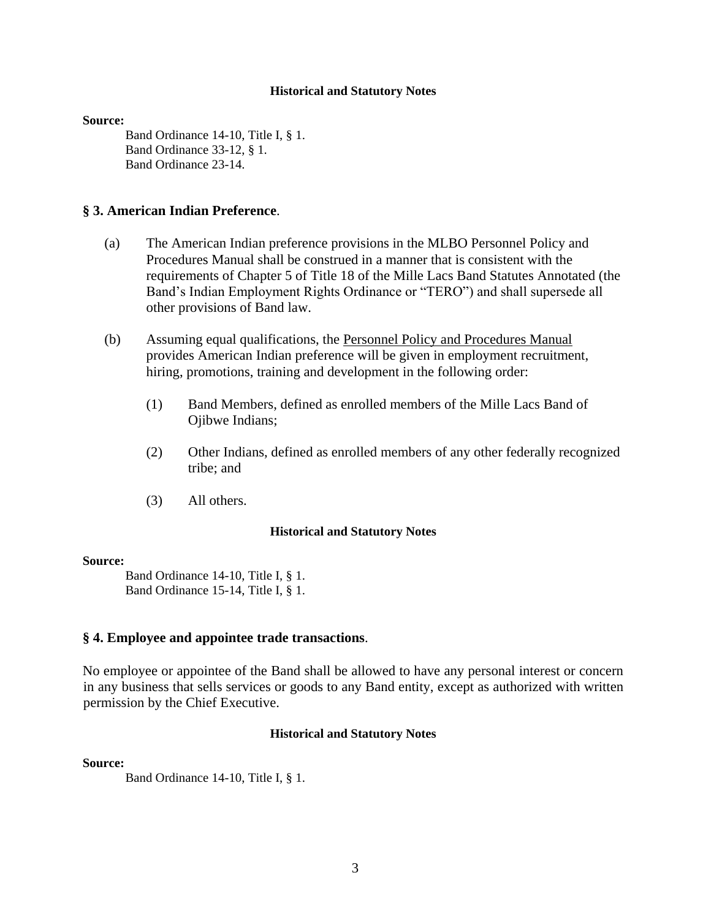#### Historical and Statutory Notes

**Source:**

Band Ordinance 14-10, Title I, § 1.
Band Ordinance 33-12, § 1.
Band Ordinance 23-14.

## § 3. American Indian Preference.

(a) The American Indian preference provisions in the MLBO Personnel Policy and Procedures Manual shall be construed in a manner that is consistent with the requirements of Chapter 5 of Title 18 of the Mille Lacs Band Statutes Annotated (the Band's Indian Employment Rights Ordinance or "TERO") and shall supersede all other provisions of Band law.

(b) Assuming equal qualifications, the Personnel Policy and Procedures Manual provides American Indian preference will be given in employment recruitment, hiring, promotions, training and development in the following order:

(1) Band Members, defined as enrolled members of the Mille Lacs Band of Ojibwe Indians;

(2) Other Indians, defined as enrolled members of any other federally recognized tribe; and

(3) All others.

#### Historical and Statutory Notes

**Source:**

Band Ordinance 14-10, Title I, § 1.
Band Ordinance 15-14, Title I, § 1.

## § 4. Employee and appointee trade transactions.

No employee or appointee of the Band shall be allowed to have any personal interest or concern in any business that sells services or goods to any Band entity, except as authorized with written permission by the Chief Executive.

#### Historical and Statutory Notes

**Source:**

Band Ordinance 14-10, Title I, § 1.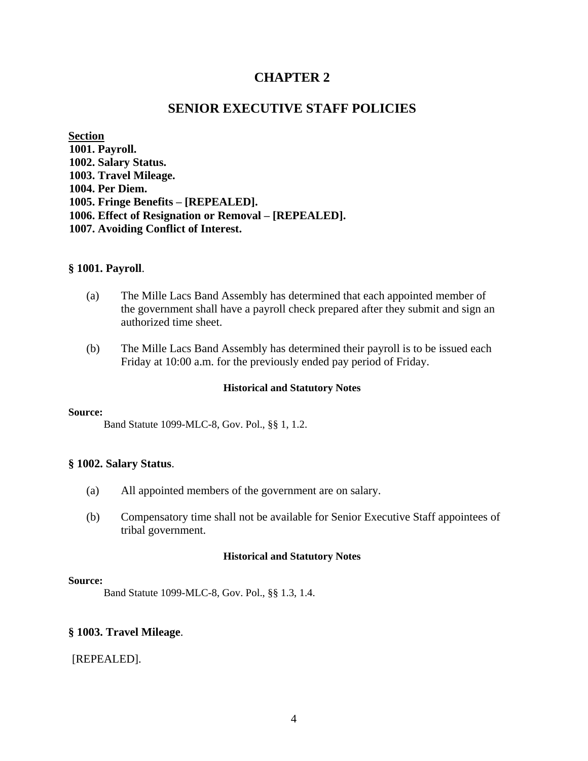# CHAPTER 2

## SENIOR EXECUTIVE STAFF POLICIES

**Section**

**1001. Payroll.**
**1002. Salary Status.**
**1003. Travel Mileage.**
**1004. Per Diem.**
**1005. Fringe Benefits – [REPEALED].**
**1006. Effect of Resignation or Removal – [REPEALED].**
**1007. Avoiding Conflict of Interest.**

### § 1001. Payroll.

(a) The Mille Lacs Band Assembly has determined that each appointed member of the government shall have a payroll check prepared after they submit and sign an authorized time sheet.

(b) The Mille Lacs Band Assembly has determined their payroll is to be issued each Friday at 10:00 a.m. for the previously ended pay period of Friday.

**Historical and Statutory Notes**

**Source:**

Band Statute 1099-MLC-8, Gov. Pol., §§ 1, 1.2.

### § 1002. Salary Status.

(a) All appointed members of the government are on salary.

(b) Compensatory time shall not be available for Senior Executive Staff appointees of tribal government.

**Historical and Statutory Notes**

**Source:**

Band Statute 1099-MLC-8, Gov. Pol., §§ 1.3, 1.4.

### § 1003. Travel Mileage.

[REPEALED].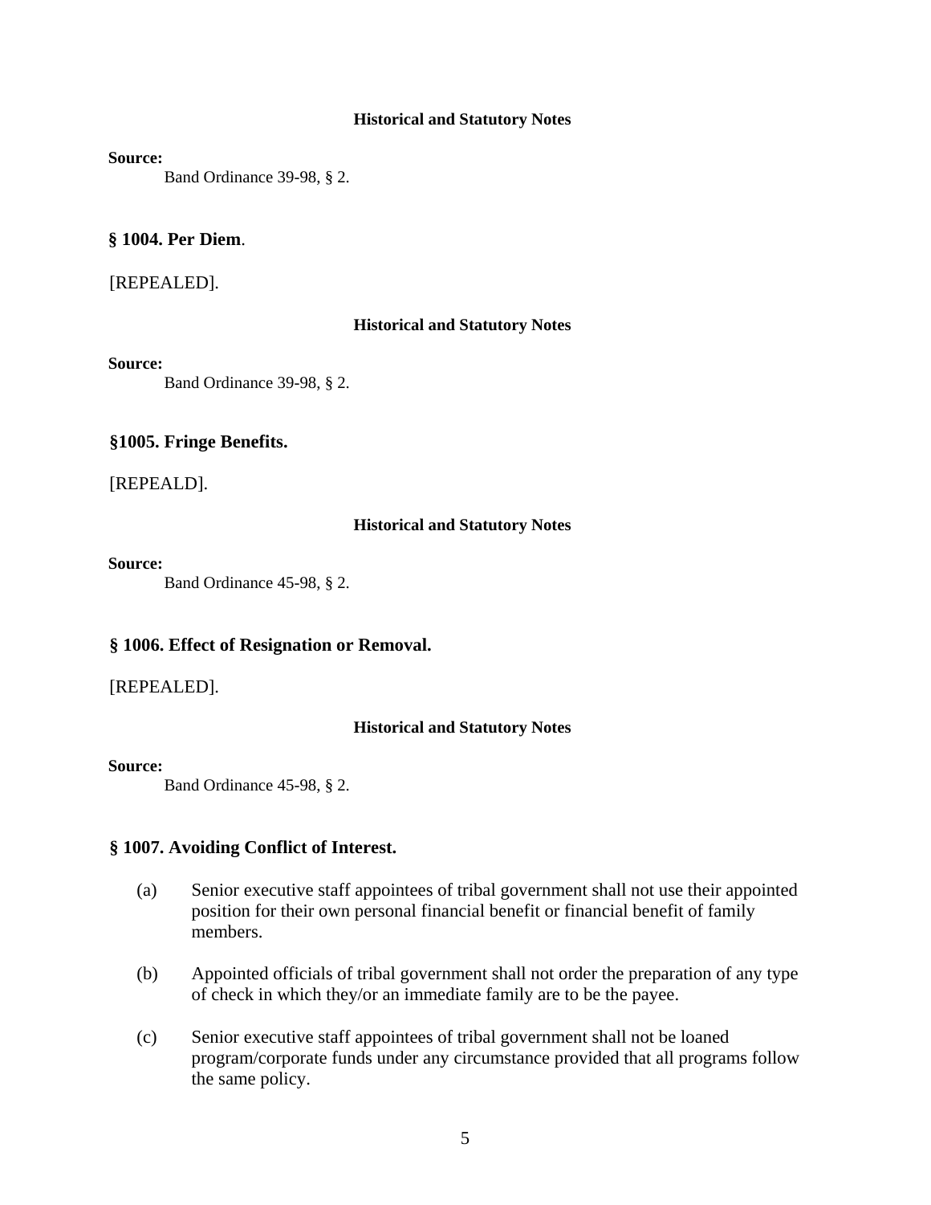**Historical and Statutory Notes**

**Source:**

Band Ordinance 39-98, § 2.

### § 1004. Per Diem.

[REPEALED].

**Historical and Statutory Notes**

**Source:**

Band Ordinance 39-98, § 2.

### §1005. Fringe Benefits.

[REPEALD].

**Historical and Statutory Notes**

**Source:**

Band Ordinance 45-98, § 2.

### § 1006. Effect of Resignation or Removal.

[REPEALED].

**Historical and Statutory Notes**

**Source:**

Band Ordinance 45-98, § 2.

### § 1007. Avoiding Conflict of Interest.

(a) Senior executive staff appointees of tribal government shall not use their appointed position for their own personal financial benefit or financial benefit of family members.

(b) Appointed officials of tribal government shall not order the preparation of any type of check in which they/or an immediate family are to be the payee.

(c) Senior executive staff appointees of tribal government shall not be loaned program/corporate funds under any circumstance provided that all programs follow the same policy.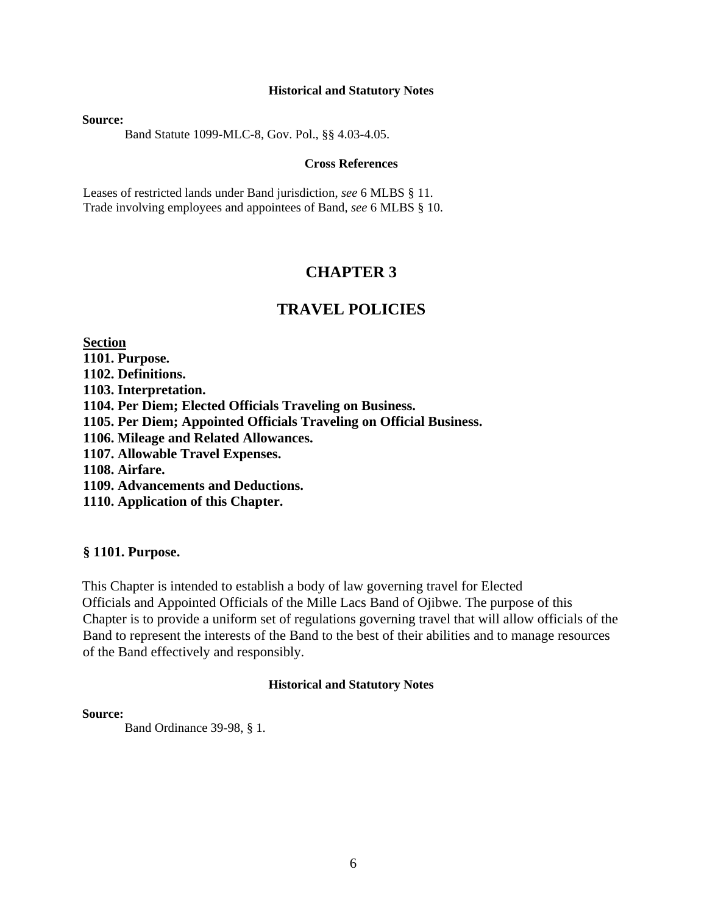**Historical and Statutory Notes**

**Source:**

Band Statute 1099-MLC-8, Gov. Pol., §§ 4.03-4.05.

**Cross References**

Leases of restricted lands under Band jurisdiction, *see* 6 MLBS § 11.
Trade involving employees and appointees of Band, *see* 6 MLBS § 10.

# CHAPTER 3

# TRAVEL POLICIES

**Section**
**1101. Purpose.**
**1102. Definitions.**
**1103. Interpretation.**
**1104. Per Diem; Elected Officials Traveling on Business.**
**1105. Per Diem; Appointed Officials Traveling on Official Business.**
**1106. Mileage and Related Allowances.**
**1107. Allowable Travel Expenses.**
**1108. Airfare.**
**1109. Advancements and Deductions.**
**1110. Application of this Chapter.**

### § 1101. Purpose.

This Chapter is intended to establish a body of law governing travel for Elected Officials and Appointed Officials of the Mille Lacs Band of Ojibwe. The purpose of this Chapter is to provide a uniform set of regulations governing travel that will allow officials of the Band to represent the interests of the Band to the best of their abilities and to manage resources of the Band effectively and responsibly.

**Historical and Statutory Notes**

**Source:**

Band Ordinance 39-98, § 1.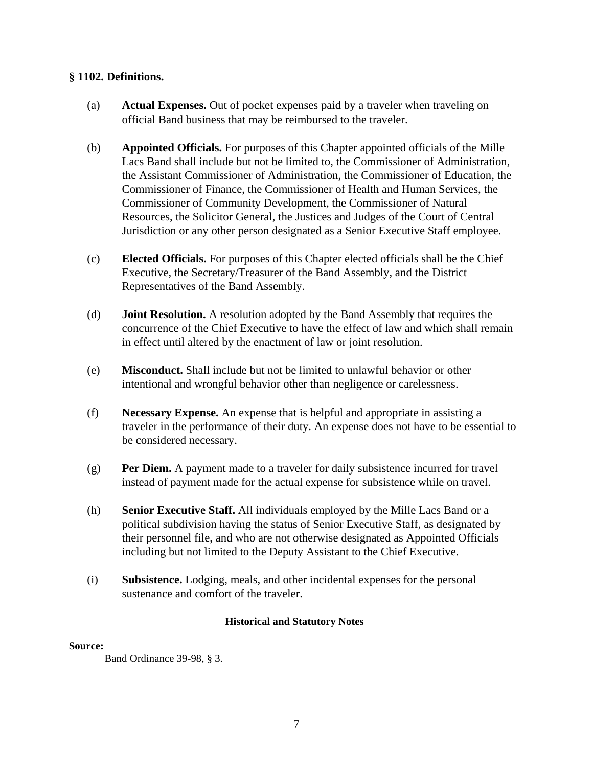### § 1102. Definitions.

(a) **Actual Expenses.** Out of pocket expenses paid by a traveler when traveling on official Band business that may be reimbursed to the traveler.

(b) **Appointed Officials.** For purposes of this Chapter appointed officials of the Mille Lacs Band shall include but not be limited to, the Commissioner of Administration, the Assistant Commissioner of Administration, the Commissioner of Education, the Commissioner of Finance, the Commissioner of Health and Human Services, the Commissioner of Community Development, the Commissioner of Natural Resources, the Solicitor General, the Justices and Judges of the Court of Central Jurisdiction or any other person designated as a Senior Executive Staff employee.

(c) **Elected Officials.** For purposes of this Chapter elected officials shall be the Chief Executive, the Secretary/Treasurer of the Band Assembly, and the District Representatives of the Band Assembly.

(d) **Joint Resolution.** A resolution adopted by the Band Assembly that requires the concurrence of the Chief Executive to have the effect of law and which shall remain in effect until altered by the enactment of law or joint resolution.

(e) **Misconduct.** Shall include but not be limited to unlawful behavior or other intentional and wrongful behavior other than negligence or carelessness.

(f) **Necessary Expense.** An expense that is helpful and appropriate in assisting a traveler in the performance of their duty. An expense does not have to be essential to be considered necessary.

(g) **Per Diem.** A payment made to a traveler for daily subsistence incurred for travel instead of payment made for the actual expense for subsistence while on travel.

(h) **Senior Executive Staff.** All individuals employed by the Mille Lacs Band or a political subdivision having the status of Senior Executive Staff, as designated by their personnel file, and who are not otherwise designated as Appointed Officials including but not limited to the Deputy Assistant to the Chief Executive.

(i) **Subsistence.** Lodging, meals, and other incidental expenses for the personal sustenance and comfort of the traveler.

**Historical and Statutory Notes**

**Source:**

Band Ordinance 39-98, § 3.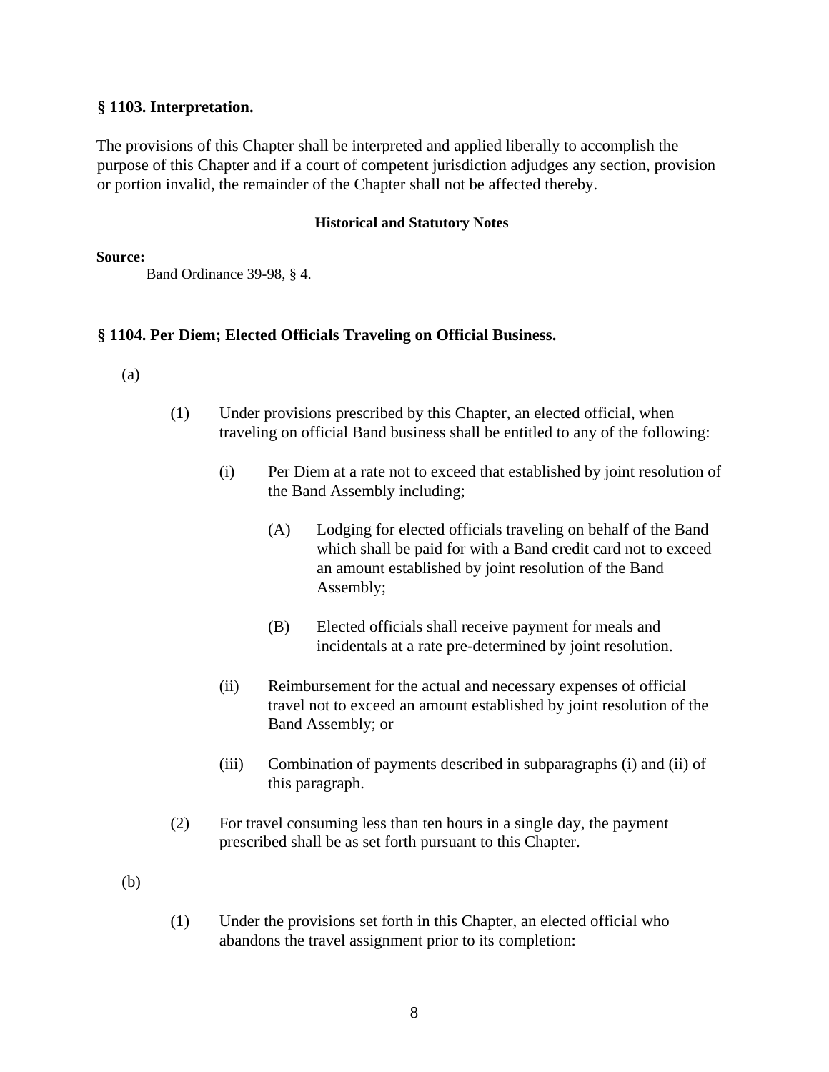### § 1103. Interpretation.

The provisions of this Chapter shall be interpreted and applied liberally to accomplish the purpose of this Chapter and if a court of competent jurisdiction adjudges any section, provision or portion invalid, the remainder of the Chapter shall not be affected thereby.

**Historical and Statutory Notes**

**Source:**

Band Ordinance 39-98, § 4.

### § 1104. Per Diem; Elected Officials Traveling on Official Business.

(a)

(1) Under provisions prescribed by this Chapter, an elected official, when traveling on official Band business shall be entitled to any of the following:

(i) Per Diem at a rate not to exceed that established by joint resolution of the Band Assembly including;

(A) Lodging for elected officials traveling on behalf of the Band which shall be paid for with a Band credit card not to exceed an amount established by joint resolution of the Band Assembly;

(B) Elected officials shall receive payment for meals and incidentals at a rate pre-determined by joint resolution.

(ii) Reimbursement for the actual and necessary expenses of official travel not to exceed an amount established by joint resolution of the Band Assembly; or

(iii) Combination of payments described in subparagraphs (i) and (ii) of this paragraph.

(2) For travel consuming less than ten hours in a single day, the payment prescribed shall be as set forth pursuant to this Chapter.

(b)

(1) Under the provisions set forth in this Chapter, an elected official who abandons the travel assignment prior to its completion: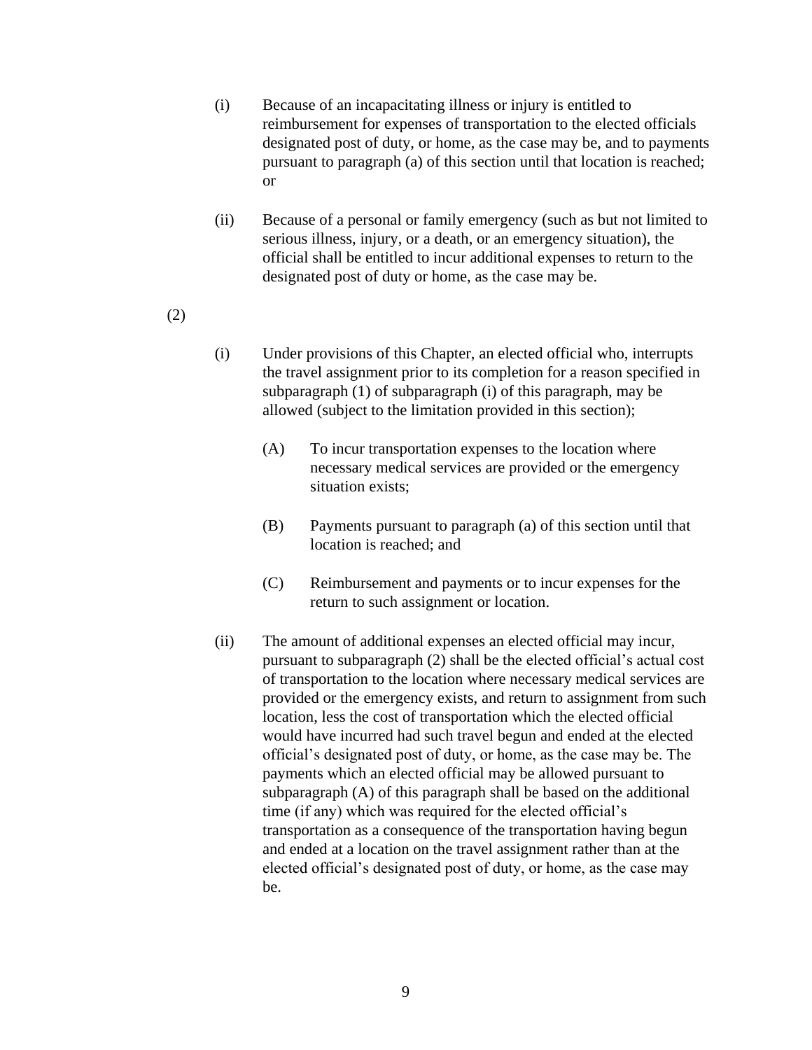(i) Because of an incapacitating illness or injury is entitled to reimbursement for expenses of transportation to the elected officials designated post of duty, or home, as the case may be, and to payments pursuant to paragraph (a) of this section until that location is reached; or

(ii) Because of a personal or family emergency (such as but not limited to serious illness, injury, or a death, or an emergency situation), the official shall be entitled to incur additional expenses to return to the designated post of duty or home, as the case may be.

(2)

(i) Under provisions of this Chapter, an elected official who, interrupts the travel assignment prior to its completion for a reason specified in subparagraph (1) of subparagraph (i) of this paragraph, may be allowed (subject to the limitation provided in this section);

(A) To incur transportation expenses to the location where necessary medical services are provided or the emergency situation exists;

(B) Payments pursuant to paragraph (a) of this section until that location is reached; and

(C) Reimbursement and payments or to incur expenses for the return to such assignment or location.

(ii) The amount of additional expenses an elected official may incur, pursuant to subparagraph (2) shall be the elected official's actual cost of transportation to the location where necessary medical services are provided or the emergency exists, and return to assignment from such location, less the cost of transportation which the elected official would have incurred had such travel begun and ended at the elected official's designated post of duty, or home, as the case may be. The payments which an elected official may be allowed pursuant to subparagraph (A) of this paragraph shall be based on the additional time (if any) which was required for the elected official's transportation as a consequence of the transportation having begun and ended at a location on the travel assignment rather than at the elected official's designated post of duty, or home, as the case may be.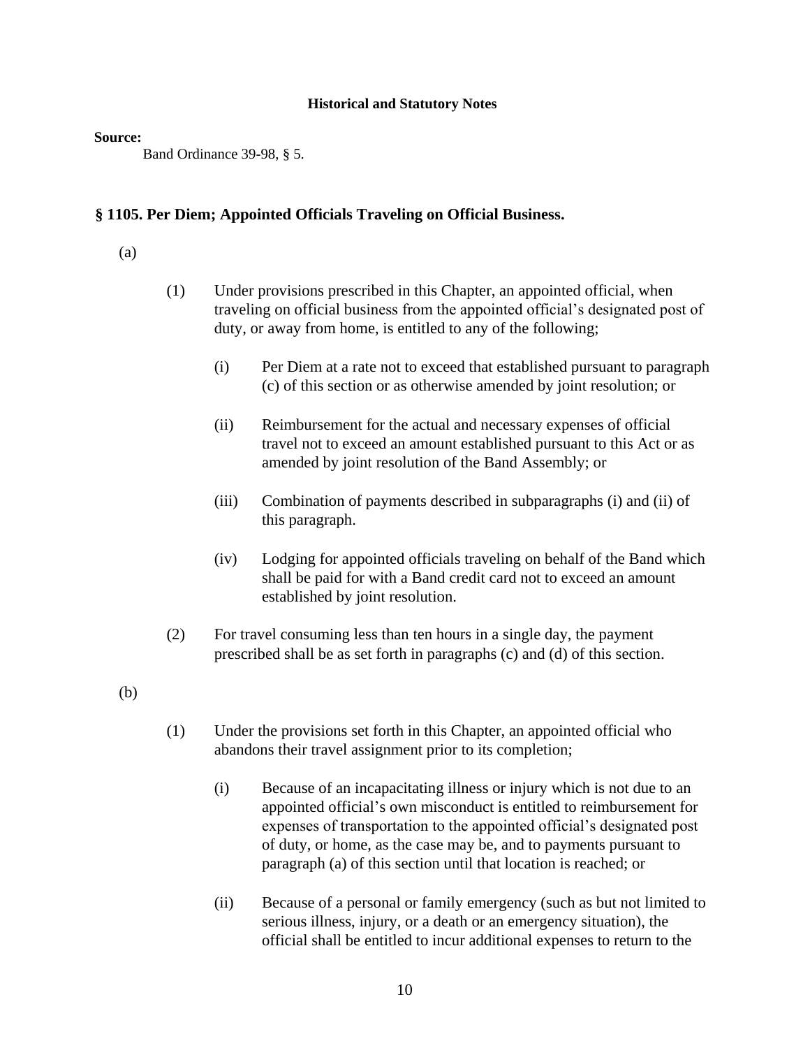**Historical and Statutory Notes**

**Source:**

Band Ordinance 39-98, § 5.

## § 1105. Per Diem; Appointed Officials Traveling on Official Business.

(a)

(1) Under provisions prescribed in this Chapter, an appointed official, when traveling on official business from the appointed official's designated post of duty, or away from home, is entitled to any of the following;

(i) Per Diem at a rate not to exceed that established pursuant to paragraph (c) of this section or as otherwise amended by joint resolution; or

(ii) Reimbursement for the actual and necessary expenses of official travel not to exceed an amount established pursuant to this Act or as amended by joint resolution of the Band Assembly; or

(iii) Combination of payments described in subparagraphs (i) and (ii) of this paragraph.

(iv) Lodging for appointed officials traveling on behalf of the Band which shall be paid for with a Band credit card not to exceed an amount established by joint resolution.

(2) For travel consuming less than ten hours in a single day, the payment prescribed shall be as set forth in paragraphs (c) and (d) of this section.

(b)

(1) Under the provisions set forth in this Chapter, an appointed official who abandons their travel assignment prior to its completion;

(i) Because of an incapacitating illness or injury which is not due to an appointed official's own misconduct is entitled to reimbursement for expenses of transportation to the appointed official's designated post of duty, or home, as the case may be, and to payments pursuant to paragraph (a) of this section until that location is reached; or

(ii) Because of a personal or family emergency (such as but not limited to serious illness, injury, or a death or an emergency situation), the official shall be entitled to incur additional expenses to return to the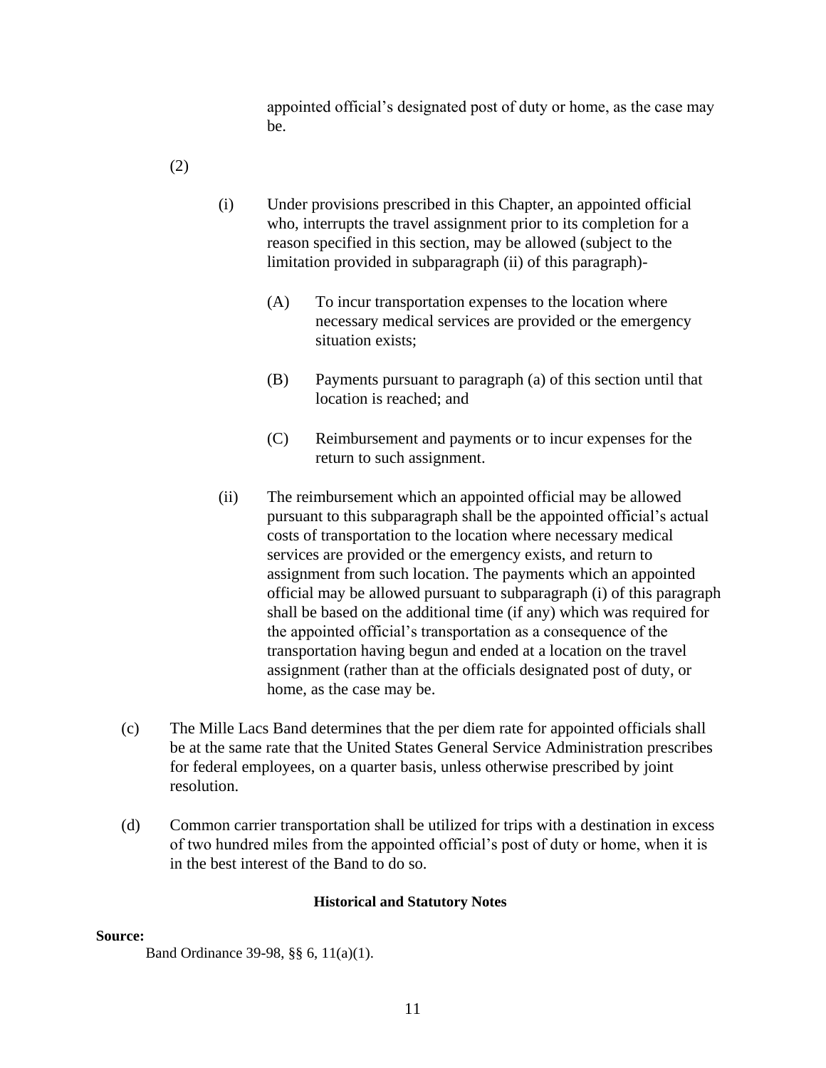appointed official's designated post of duty or home, as the case may be.

(2)

(i) Under provisions prescribed in this Chapter, an appointed official who, interrupts the travel assignment prior to its completion for a reason specified in this section, may be allowed (subject to the limitation provided in subparagraph (ii) of this paragraph)-

(A) To incur transportation expenses to the location where necessary medical services are provided or the emergency situation exists;

(B) Payments pursuant to paragraph (a) of this section until that location is reached; and

(C) Reimbursement and payments or to incur expenses for the return to such assignment.

(ii) The reimbursement which an appointed official may be allowed pursuant to this subparagraph shall be the appointed official's actual costs of transportation to the location where necessary medical services are provided or the emergency exists, and return to assignment from such location. The payments which an appointed official may be allowed pursuant to subparagraph (i) of this paragraph shall be based on the additional time (if any) which was required for the appointed official's transportation as a consequence of the transportation having begun and ended at a location on the travel assignment (rather than at the officials designated post of duty, or home, as the case may be.

(c) The Mille Lacs Band determines that the per diem rate for appointed officials shall be at the same rate that the United States General Service Administration prescribes for federal employees, on a quarter basis, unless otherwise prescribed by joint resolution.

(d) Common carrier transportation shall be utilized for trips with a destination in excess of two hundred miles from the appointed official's post of duty or home, when it is in the best interest of the Band to do so.

**Historical and Statutory Notes**

**Source:**

Band Ordinance 39-98, §§ 6, 11(a)(1).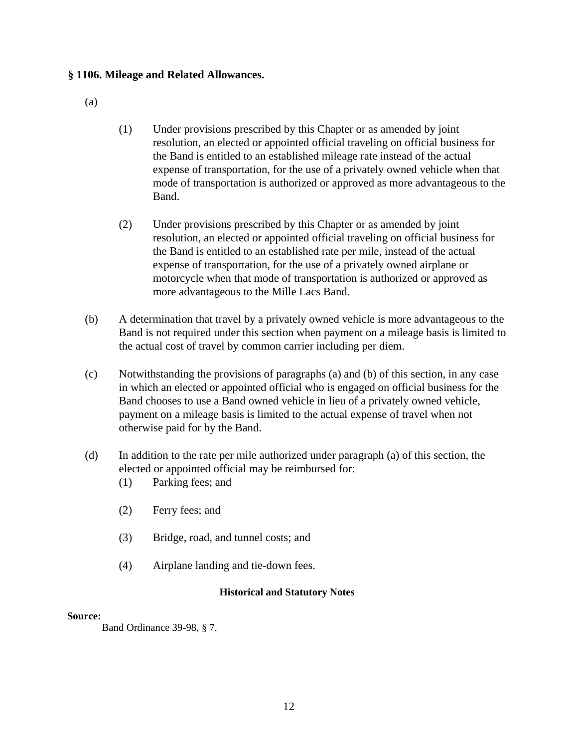### § 1106. Mileage and Related Allowances.

(a)

(1) Under provisions prescribed by this Chapter or as amended by joint resolution, an elected or appointed official traveling on official business for the Band is entitled to an established mileage rate instead of the actual expense of transportation, for the use of a privately owned vehicle when that mode of transportation is authorized or approved as more advantageous to the Band.

(2) Under provisions prescribed by this Chapter or as amended by joint resolution, an elected or appointed official traveling on official business for the Band is entitled to an established rate per mile, instead of the actual expense of transportation, for the use of a privately owned airplane or motorcycle when that mode of transportation is authorized or approved as more advantageous to the Mille Lacs Band.

(b) A determination that travel by a privately owned vehicle is more advantageous to the Band is not required under this section when payment on a mileage basis is limited to the actual cost of travel by common carrier including per diem.

(c) Notwithstanding the provisions of paragraphs (a) and (b) of this section, in any case in which an elected or appointed official who is engaged on official business for the Band chooses to use a Band owned vehicle in lieu of a privately owned vehicle, payment on a mileage basis is limited to the actual expense of travel when not otherwise paid for by the Band.

(d) In addition to the rate per mile authorized under paragraph (a) of this section, the elected or appointed official may be reimbursed for:

(1) Parking fees; and

(2) Ferry fees; and

(3) Bridge, road, and tunnel costs; and

(4) Airplane landing and tie-down fees.

**Historical and Statutory Notes**

**Source:**
Band Ordinance 39-98, § 7.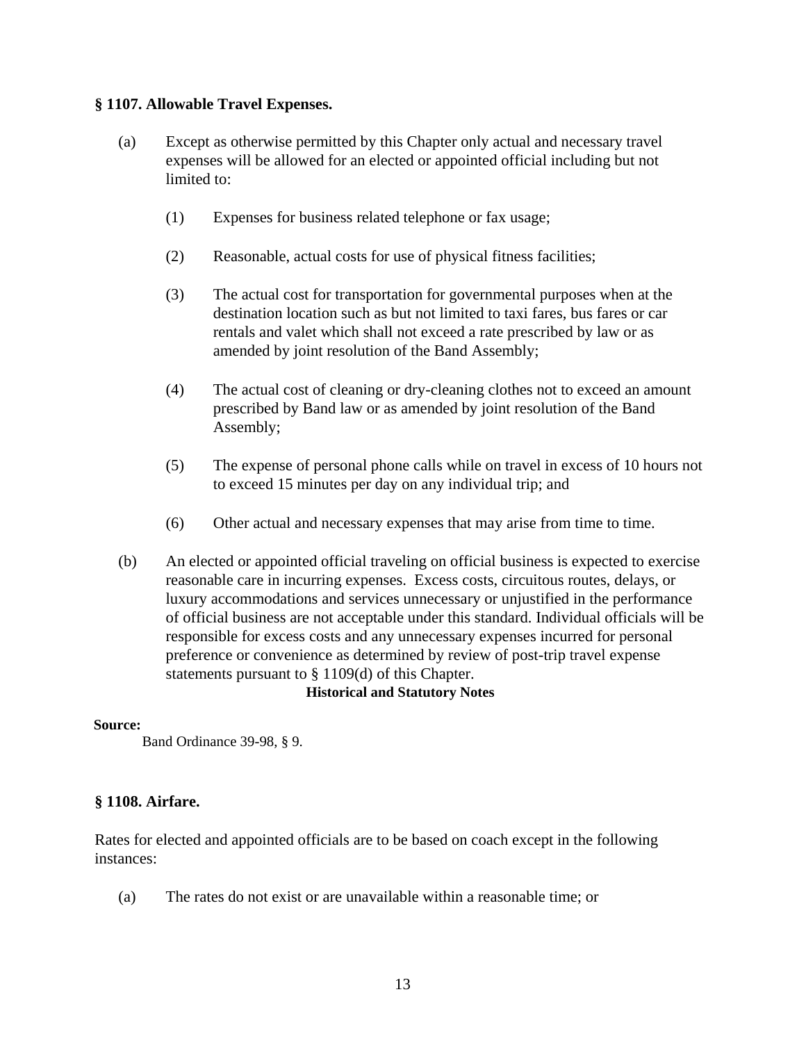### § 1107. Allowable Travel Expenses.

(a) Except as otherwise permitted by this Chapter only actual and necessary travel expenses will be allowed for an elected or appointed official including but not limited to:

(1) Expenses for business related telephone or fax usage;

(2) Reasonable, actual costs for use of physical fitness facilities;

(3) The actual cost for transportation for governmental purposes when at the destination location such as but not limited to taxi fares, bus fares or car rentals and valet which shall not exceed a rate prescribed by law or as amended by joint resolution of the Band Assembly;

(4) The actual cost of cleaning or dry-cleaning clothes not to exceed an amount prescribed by Band law or as amended by joint resolution of the Band Assembly;

(5) The expense of personal phone calls while on travel in excess of 10 hours not to exceed 15 minutes per day on any individual trip; and

(6) Other actual and necessary expenses that may arise from time to time.

(b) An elected or appointed official traveling on official business is expected to exercise reasonable care in incurring expenses. Excess costs, circuitous routes, delays, or luxury accommodations and services unnecessary or unjustified in the performance of official business are not acceptable under this standard. Individual officials will be responsible for excess costs and any unnecessary expenses incurred for personal preference or convenience as determined by review of post-trip travel expense statements pursuant to § 1109(d) of this Chapter.

**Historical and Statutory Notes**

**Source:**

Band Ordinance 39-98, § 9.

### § 1108. Airfare.

Rates for elected and appointed officials are to be based on coach except in the following instances:

(a) The rates do not exist or are unavailable within a reasonable time; or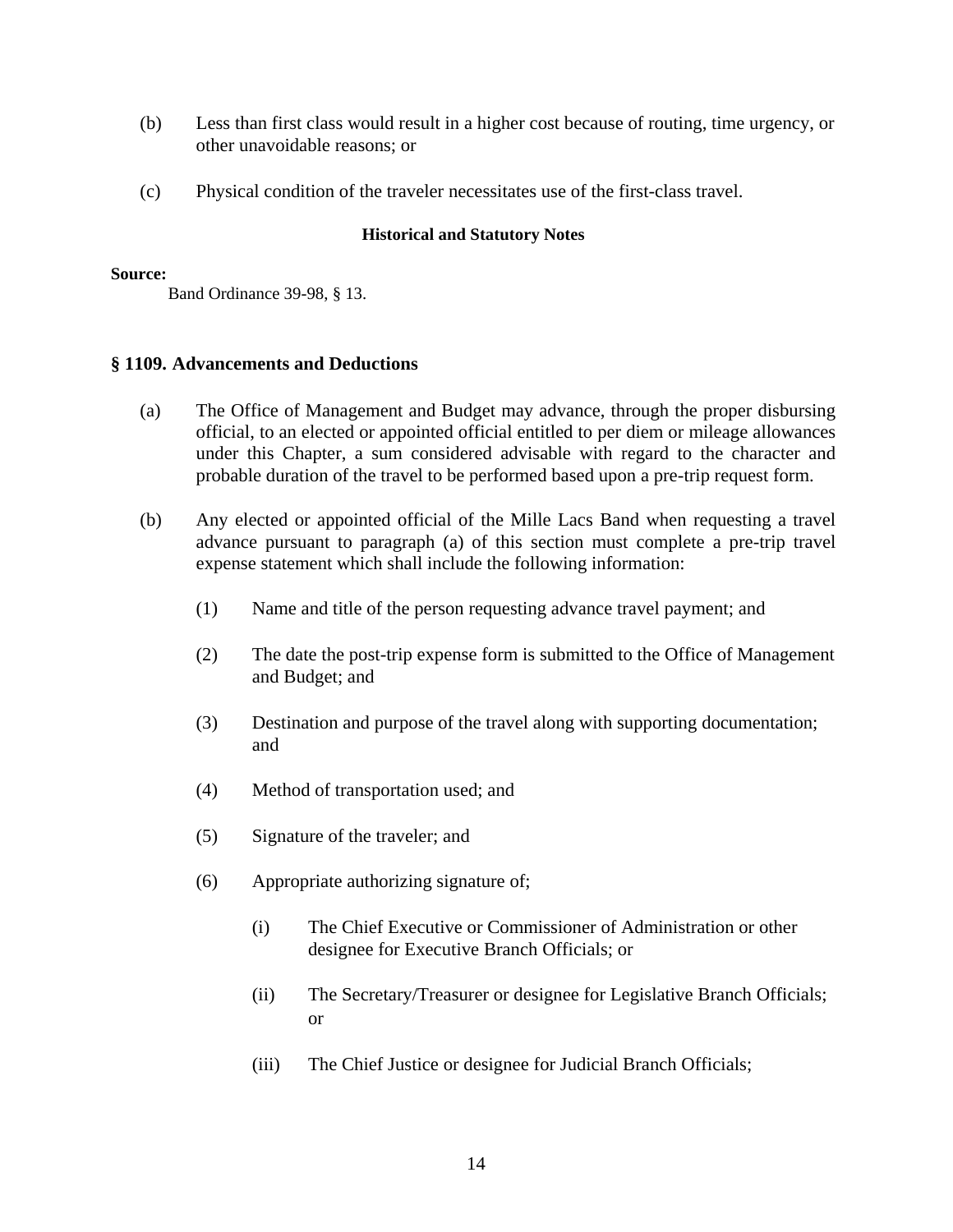(b) Less than first class would result in a higher cost because of routing, time urgency, or other unavoidable reasons; or

(c) Physical condition of the traveler necessitates use of the first-class travel.

**Historical and Statutory Notes**

**Source:**
Band Ordinance 39-98, § 13.

### § 1109. Advancements and Deductions

(a) The Office of Management and Budget may advance, through the proper disbursing official, to an elected or appointed official entitled to per diem or mileage allowances under this Chapter, a sum considered advisable with regard to the character and probable duration of the travel to be performed based upon a pre-trip request form.

(b) Any elected or appointed official of the Mille Lacs Band when requesting a travel advance pursuant to paragraph (a) of this section must complete a pre-trip travel expense statement which shall include the following information:

(1) Name and title of the person requesting advance travel payment; and

(2) The date the post-trip expense form is submitted to the Office of Management and Budget; and

(3) Destination and purpose of the travel along with supporting documentation; and

(4) Method of transportation used; and

(5) Signature of the traveler; and

(6) Appropriate authorizing signature of;

(i) The Chief Executive or Commissioner of Administration or other designee for Executive Branch Officials; or

(ii) The Secretary/Treasurer or designee for Legislative Branch Officials; or

(iii) The Chief Justice or designee for Judicial Branch Officials;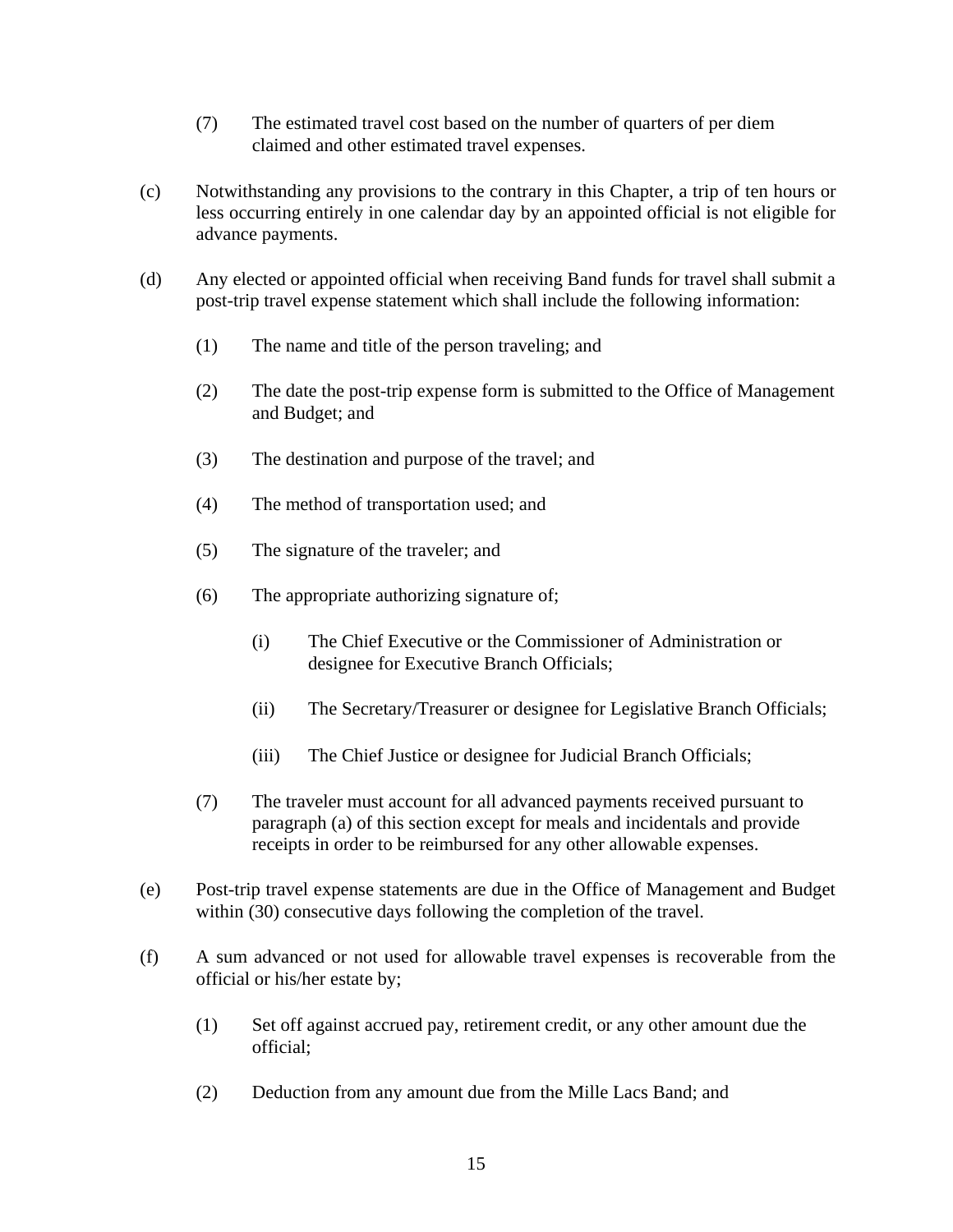(7) The estimated travel cost based on the number of quarters of per diem claimed and other estimated travel expenses.

(c) Notwithstanding any provisions to the contrary in this Chapter, a trip of ten hours or less occurring entirely in one calendar day by an appointed official is not eligible for advance payments.

(d) Any elected or appointed official when receiving Band funds for travel shall submit a post-trip travel expense statement which shall include the following information:

(1) The name and title of the person traveling; and

(2) The date the post-trip expense form is submitted to the Office of Management and Budget; and

(3) The destination and purpose of the travel; and

(4) The method of transportation used; and

(5) The signature of the traveler; and

(6) The appropriate authorizing signature of;

(i) The Chief Executive or the Commissioner of Administration or designee for Executive Branch Officials;

(ii) The Secretary/Treasurer or designee for Legislative Branch Officials;

(iii) The Chief Justice or designee for Judicial Branch Officials;

(7) The traveler must account for all advanced payments received pursuant to paragraph (a) of this section except for meals and incidentals and provide receipts in order to be reimbursed for any other allowable expenses.

(e) Post-trip travel expense statements are due in the Office of Management and Budget within (30) consecutive days following the completion of the travel.

(f) A sum advanced or not used for allowable travel expenses is recoverable from the official or his/her estate by;

(1) Set off against accrued pay, retirement credit, or any other amount due the official;

(2) Deduction from any amount due from the Mille Lacs Band; and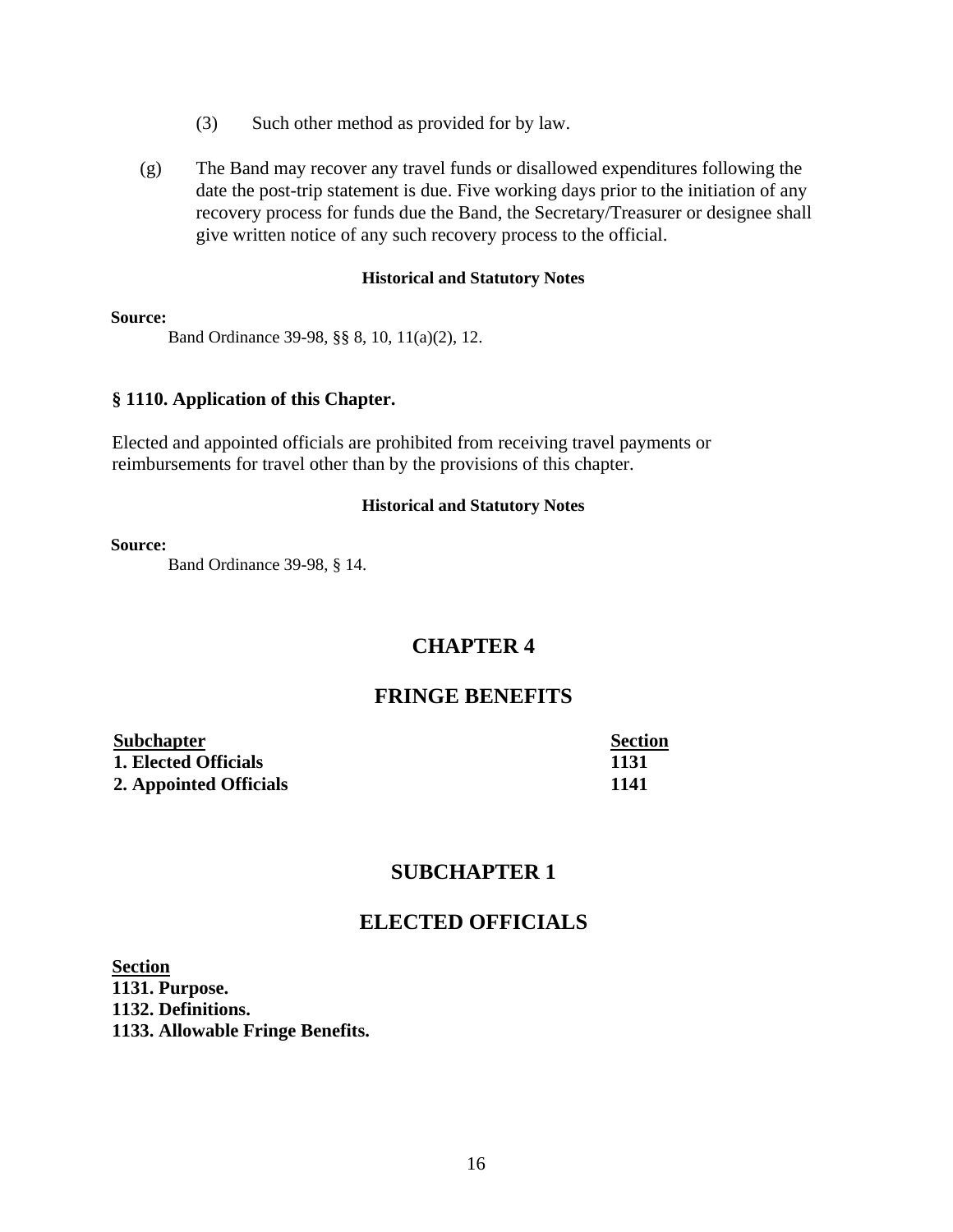(3) Such other method as provided for by law.

(g) The Band may recover any travel funds or disallowed expenditures following the date the post-trip statement is due. Five working days prior to the initiation of any recovery process for funds due the Band, the Secretary/Treasurer or designee shall give written notice of any such recovery process to the official.

**Historical and Statutory Notes**

**Source:**

Band Ordinance 39-98, §§ 8, 10, 11(a)(2), 12.

### § 1110. Application of this Chapter.

Elected and appointed officials are prohibited from receiving travel payments or reimbursements for travel other than by the provisions of this chapter.

**Historical and Statutory Notes**

**Source:**

Band Ordinance 39-98, § 14.

## CHAPTER 4

## FRINGE BENEFITS

| Subchapter | Section |
|---|---|
| **1. Elected Officials** | **1131** |
| **2. Appointed Officials** | **1141** |

## SUBCHAPTER 1

## ELECTED OFFICIALS

**Section**
**1131. Purpose.**
**1132. Definitions.**
**1133. Allowable Fringe Benefits.**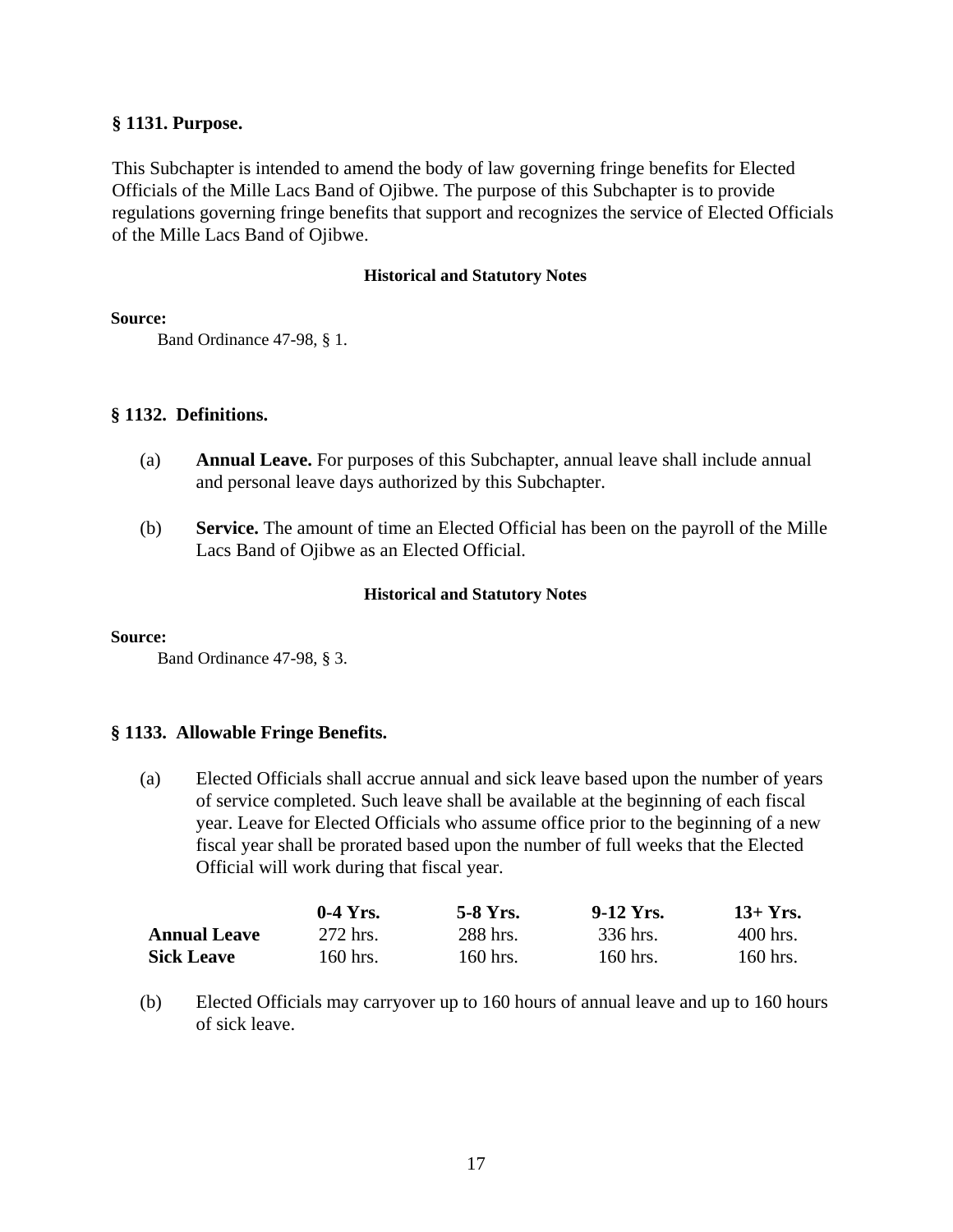### § 1131. Purpose.

This Subchapter is intended to amend the body of law governing fringe benefits for Elected Officials of the Mille Lacs Band of Ojibwe. The purpose of this Subchapter is to provide regulations governing fringe benefits that support and recognizes the service of Elected Officials of the Mille Lacs Band of Ojibwe.

**Historical and Statutory Notes**

**Source:**

Band Ordinance 47-98, § 1.

### § 1132. Definitions.

(a) **Annual Leave.** For purposes of this Subchapter, annual leave shall include annual and personal leave days authorized by this Subchapter.

(b) **Service.** The amount of time an Elected Official has been on the payroll of the Mille Lacs Band of Ojibwe as an Elected Official.

**Historical and Statutory Notes**

**Source:**

Band Ordinance 47-98, § 3.

### § 1133. Allowable Fringe Benefits.

(a) Elected Officials shall accrue annual and sick leave based upon the number of years of service completed. Such leave shall be available at the beginning of each fiscal year. Leave for Elected Officials who assume office prior to the beginning of a new fiscal year shall be prorated based upon the number of full weeks that the Elected Official will work during that fiscal year.

| | **0-4 Yrs.** | **5-8 Yrs.** | **9-12 Yrs.** | **13+ Yrs.** |
|---|---|---|---|---|
| **Annual Leave** | 272 hrs. | 288 hrs. | 336 hrs. | 400 hrs. |
| **Sick Leave** | 160 hrs. | 160 hrs. | 160 hrs. | 160 hrs. |

(b) Elected Officials may carryover up to 160 hours of annual leave and up to 160 hours of sick leave.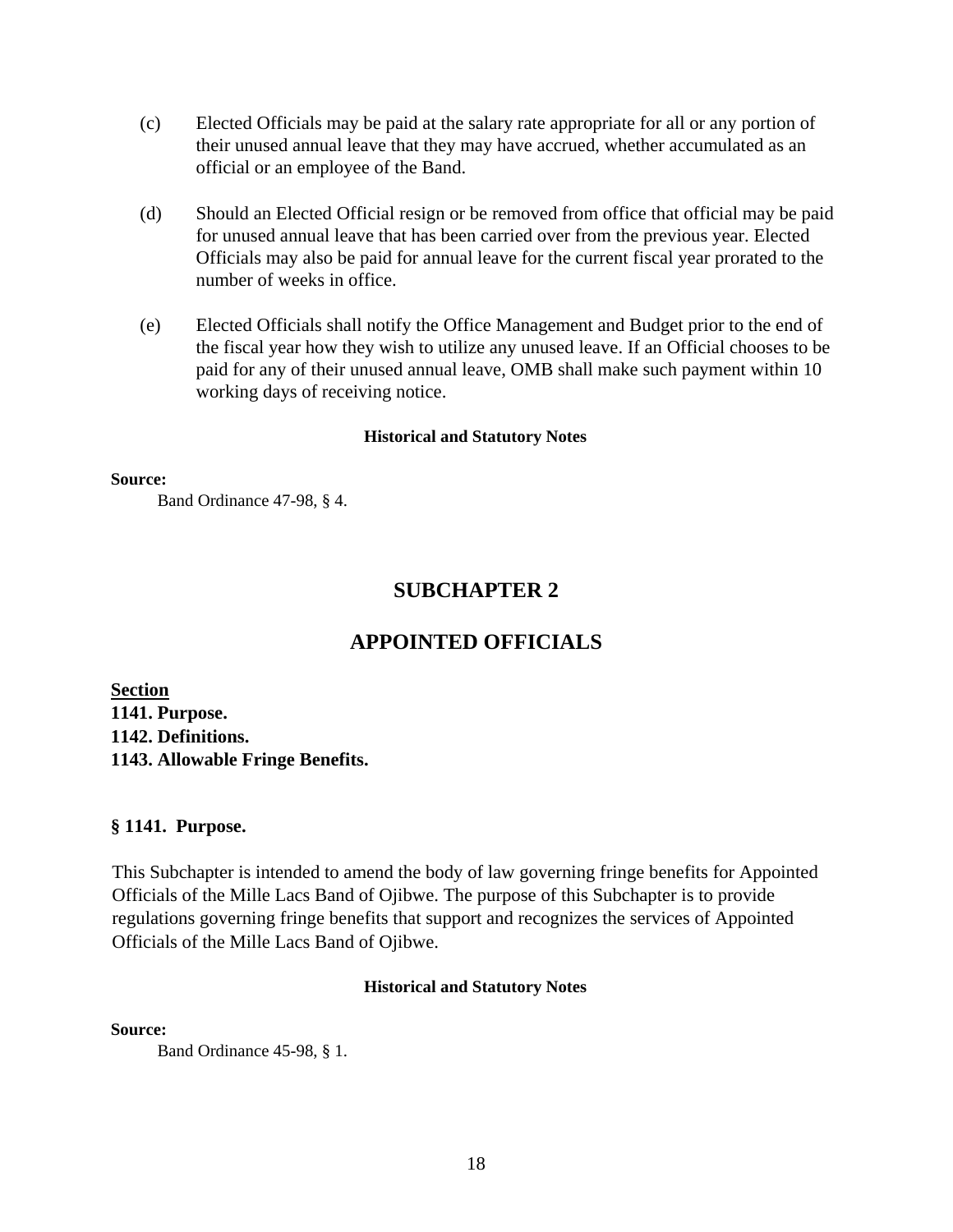(c) Elected Officials may be paid at the salary rate appropriate for all or any portion of their unused annual leave that they may have accrued, whether accumulated as an official or an employee of the Band.

(d) Should an Elected Official resign or be removed from office that official may be paid for unused annual leave that has been carried over from the previous year. Elected Officials may also be paid for annual leave for the current fiscal year prorated to the number of weeks in office.

(e) Elected Officials shall notify the Office Management and Budget prior to the end of the fiscal year how they wish to utilize any unused leave. If an Official chooses to be paid for any of their unused annual leave, OMB shall make such payment within 10 working days of receiving notice.

**Historical and Statutory Notes**

**Source:**

Band Ordinance 47-98, § 4.

## SUBCHAPTER 2

## APPOINTED OFFICIALS

**Section**
**1141. Purpose.**
**1142. Definitions.**
**1143. Allowable Fringe Benefits.**

### § 1141. Purpose.

This Subchapter is intended to amend the body of law governing fringe benefits for Appointed Officials of the Mille Lacs Band of Ojibwe. The purpose of this Subchapter is to provide regulations governing fringe benefits that support and recognizes the services of Appointed Officials of the Mille Lacs Band of Ojibwe.

**Historical and Statutory Notes**

**Source:**

Band Ordinance 45-98, § 1.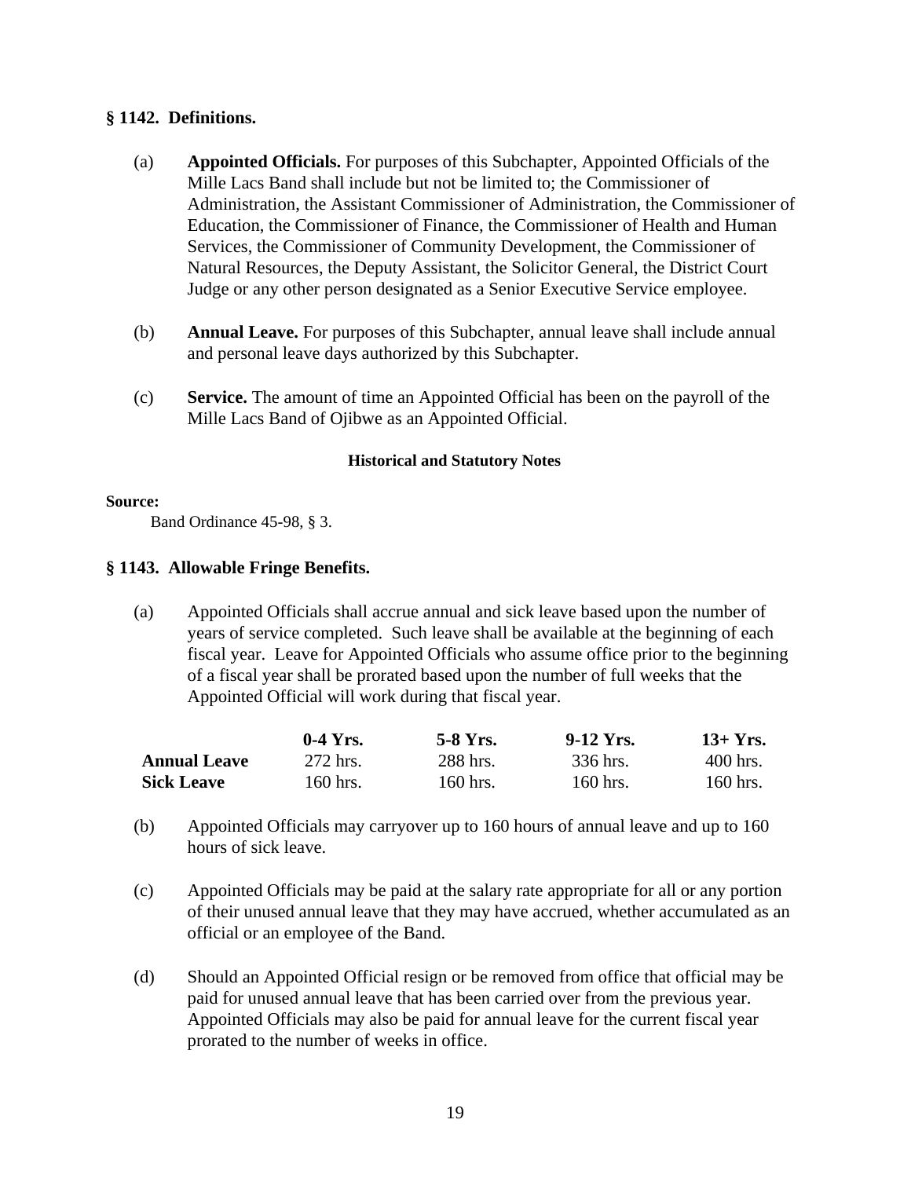### § 1142. Definitions.

(a) **Appointed Officials.** For purposes of this Subchapter, Appointed Officials of the Mille Lacs Band shall include but not be limited to; the Commissioner of Administration, the Assistant Commissioner of Administration, the Commissioner of Education, the Commissioner of Finance, the Commissioner of Health and Human Services, the Commissioner of Community Development, the Commissioner of Natural Resources, the Deputy Assistant, the Solicitor General, the District Court Judge or any other person designated as a Senior Executive Service employee.

(b) **Annual Leave.** For purposes of this Subchapter, annual leave shall include annual and personal leave days authorized by this Subchapter.

(c) **Service.** The amount of time an Appointed Official has been on the payroll of the Mille Lacs Band of Ojibwe as an Appointed Official.

**Historical and Statutory Notes**

**Source:**

Band Ordinance 45-98, § 3.

### § 1143. Allowable Fringe Benefits.

(a) Appointed Officials shall accrue annual and sick leave based upon the number of years of service completed. Such leave shall be available at the beginning of each fiscal year. Leave for Appointed Officials who assume office prior to the beginning of a fiscal year shall be prorated based upon the number of full weeks that the Appointed Official will work during that fiscal year.

| | **0-4 Yrs.** | **5-8 Yrs.** | **9-12 Yrs.** | **13+ Yrs.** |
|---|---|---|---|---|
| **Annual Leave** | 272 hrs. | 288 hrs. | 336 hrs. | 400 hrs. |
| **Sick Leave** | 160 hrs. | 160 hrs. | 160 hrs. | 160 hrs. |

(b) Appointed Officials may carryover up to 160 hours of annual leave and up to 160 hours of sick leave.

(c) Appointed Officials may be paid at the salary rate appropriate for all or any portion of their unused annual leave that they may have accrued, whether accumulated as an official or an employee of the Band.

(d) Should an Appointed Official resign or be removed from office that official may be paid for unused annual leave that has been carried over from the previous year. Appointed Officials may also be paid for annual leave for the current fiscal year prorated to the number of weeks in office.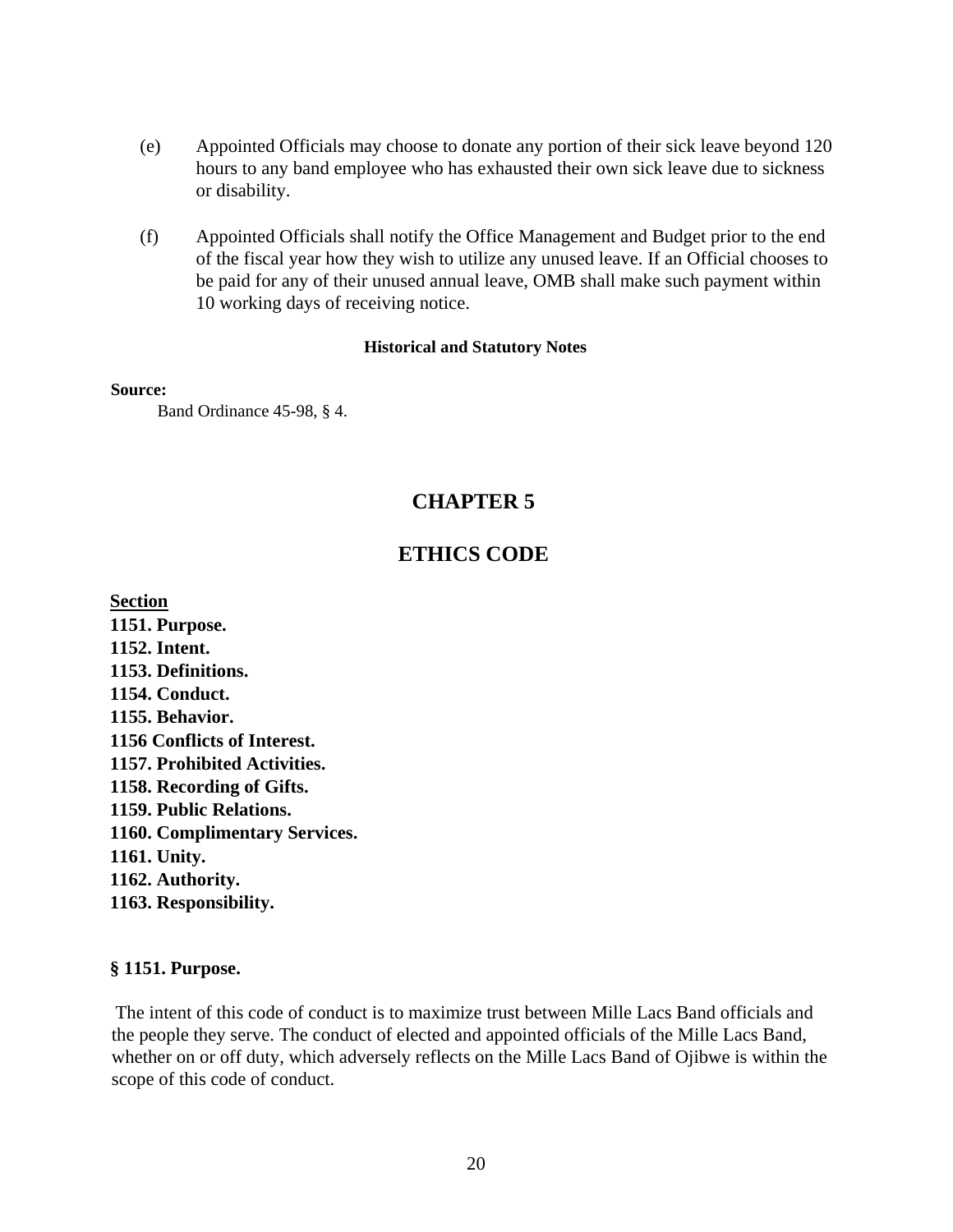(e) Appointed Officials may choose to donate any portion of their sick leave beyond 120 hours to any band employee who has exhausted their own sick leave due to sickness or disability.

(f) Appointed Officials shall notify the Office Management and Budget prior to the end of the fiscal year how they wish to utilize any unused leave. If an Official chooses to be paid for any of their unused annual leave, OMB shall make such payment within 10 working days of receiving notice.

**Historical and Statutory Notes**

**Source:**

Band Ordinance 45-98, § 4.

# CHAPTER 5

# ETHICS CODE

**Section**

**1151. Purpose.**
**1152. Intent.**
**1153. Definitions.**
**1154. Conduct.**
**1155. Behavior.**
**1156 Conflicts of Interest.**
**1157. Prohibited Activities.**
**1158. Recording of Gifts.**
**1159. Public Relations.**
**1160. Complimentary Services.**
**1161. Unity.**
**1162. Authority.**
**1163. Responsibility.**

### § 1151. Purpose.

The intent of this code of conduct is to maximize trust between Mille Lacs Band officials and the people they serve. The conduct of elected and appointed officials of the Mille Lacs Band, whether on or off duty, which adversely reflects on the Mille Lacs Band of Ojibwe is within the scope of this code of conduct.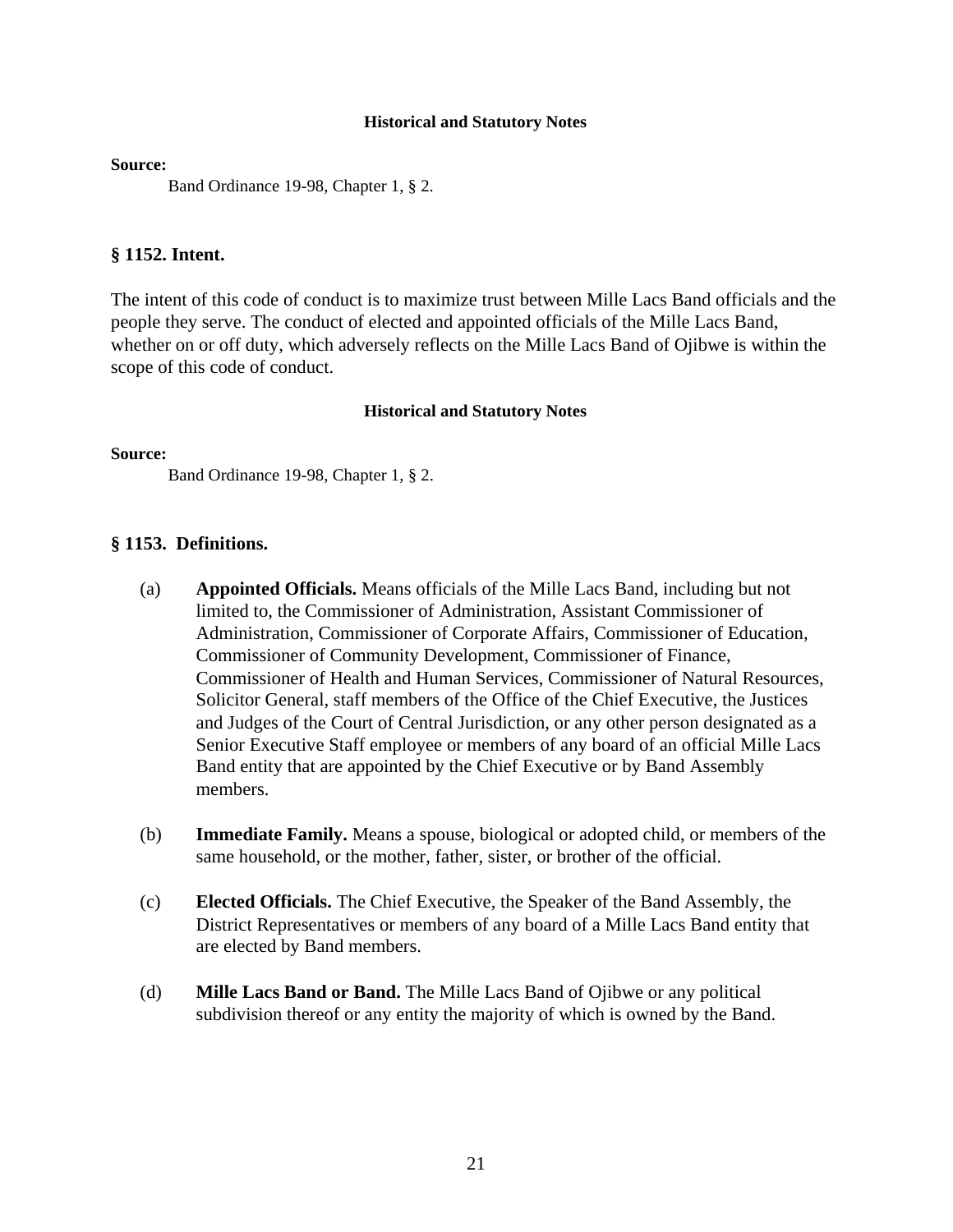**Historical and Statutory Notes**

**Source:**

Band Ordinance 19-98, Chapter 1, § 2.

### § 1152. Intent.

The intent of this code of conduct is to maximize trust between Mille Lacs Band officials and the people they serve. The conduct of elected and appointed officials of the Mille Lacs Band, whether on or off duty, which adversely reflects on the Mille Lacs Band of Ojibwe is within the scope of this code of conduct.

**Historical and Statutory Notes**

**Source:**

Band Ordinance 19-98, Chapter 1, § 2.

### § 1153. Definitions.

(a) **Appointed Officials.** Means officials of the Mille Lacs Band, including but not limited to, the Commissioner of Administration, Assistant Commissioner of Administration, Commissioner of Corporate Affairs, Commissioner of Education, Commissioner of Community Development, Commissioner of Finance, Commissioner of Health and Human Services, Commissioner of Natural Resources, Solicitor General, staff members of the Office of the Chief Executive, the Justices and Judges of the Court of Central Jurisdiction, or any other person designated as a Senior Executive Staff employee or members of any board of an official Mille Lacs Band entity that are appointed by the Chief Executive or by Band Assembly members.

(b) **Immediate Family.** Means a spouse, biological or adopted child, or members of the same household, or the mother, father, sister, or brother of the official.

(c) **Elected Officials.** The Chief Executive, the Speaker of the Band Assembly, the District Representatives or members of any board of a Mille Lacs Band entity that are elected by Band members.

(d) **Mille Lacs Band or Band.** The Mille Lacs Band of Ojibwe or any political subdivision thereof or any entity the majority of which is owned by the Band.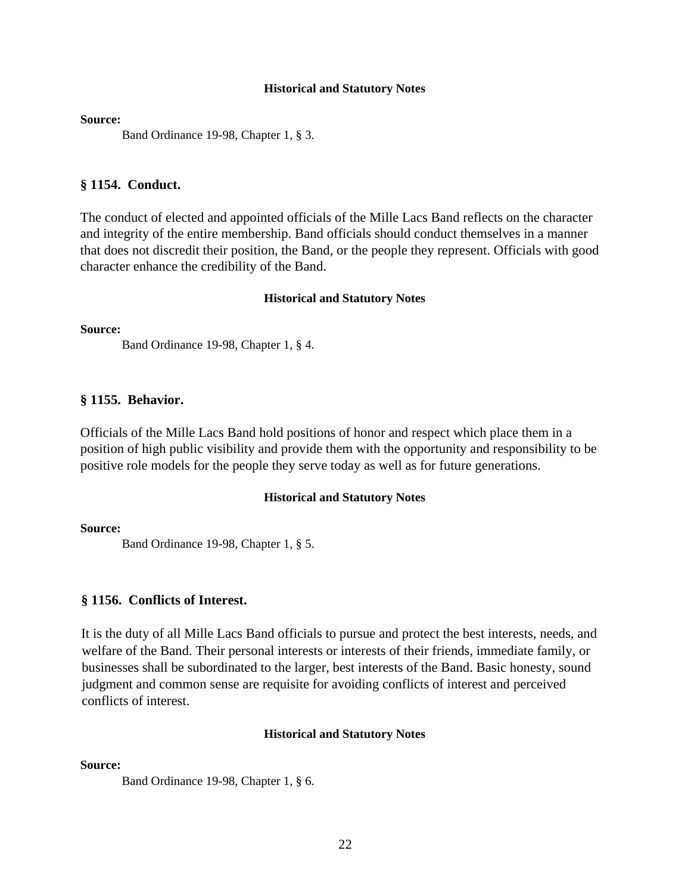#### Historical and Statutory Notes

**Source:**

Band Ordinance 19-98, Chapter 1, § 3.

### § 1154. Conduct.

The conduct of elected and appointed officials of the Mille Lacs Band reflects on the character and integrity of the entire membership. Band officials should conduct themselves in a manner that does not discredit their position, the Band, or the people they represent. Officials with good character enhance the credibility of the Band.

#### Historical and Statutory Notes

**Source:**

Band Ordinance 19-98, Chapter 1, § 4.

### § 1155. Behavior.

Officials of the Mille Lacs Band hold positions of honor and respect which place them in a position of high public visibility and provide them with the opportunity and responsibility to be positive role models for the people they serve today as well as for future generations.

#### Historical and Statutory Notes

**Source:**

Band Ordinance 19-98, Chapter 1, § 5.

### § 1156. Conflicts of Interest.

It is the duty of all Mille Lacs Band officials to pursue and protect the best interests, needs, and welfare of the Band. Their personal interests or interests of their friends, immediate family, or businesses shall be subordinated to the larger, best interests of the Band. Basic honesty, sound judgment and common sense are requisite for avoiding conflicts of interest and perceived conflicts of interest.

#### Historical and Statutory Notes

**Source:**

Band Ordinance 19-98, Chapter 1, § 6.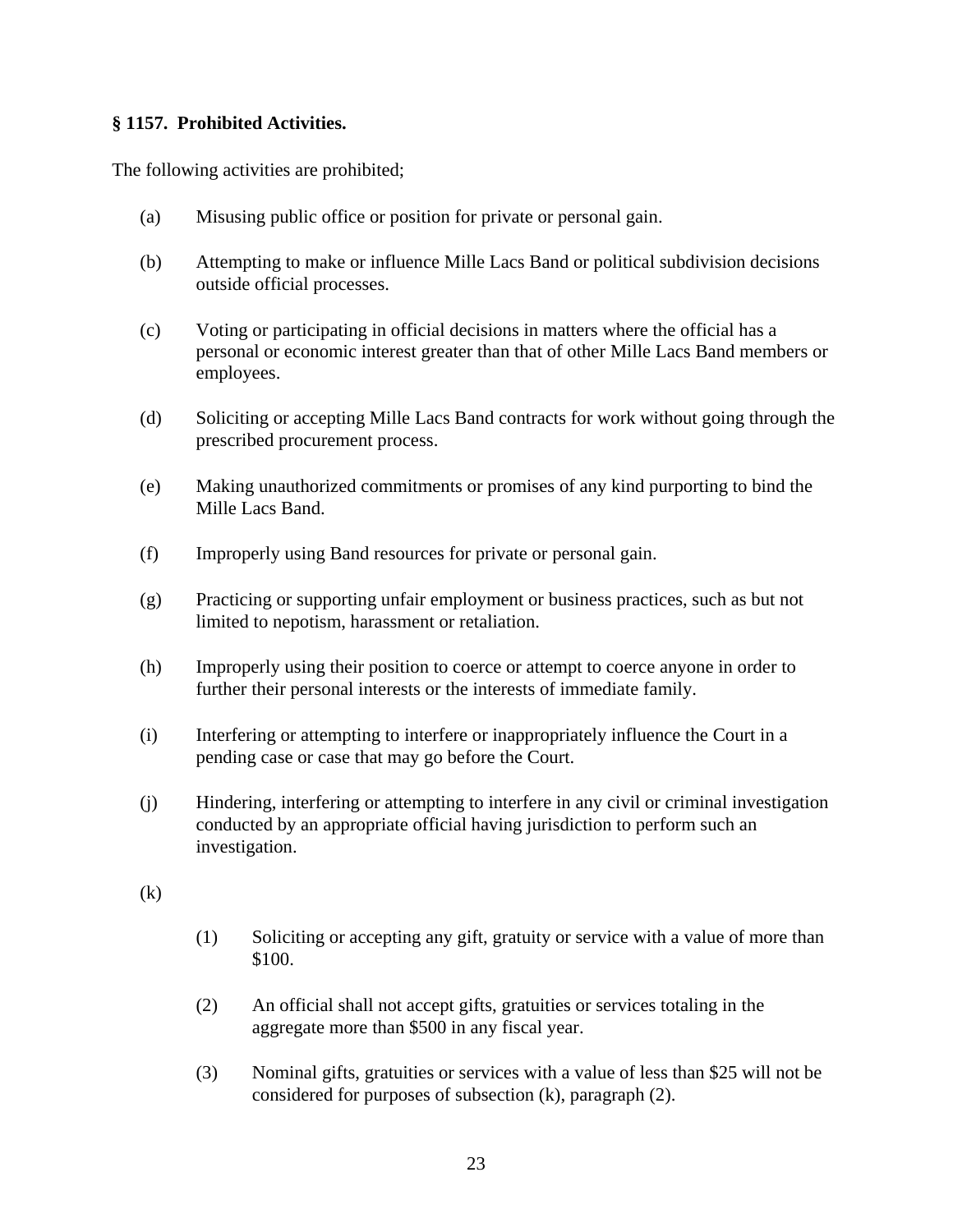**§ 1157. Prohibited Activities.**

The following activities are prohibited;

(a) Misusing public office or position for private or personal gain.

(b) Attempting to make or influence Mille Lacs Band or political subdivision decisions outside official processes.

(c) Voting or participating in official decisions in matters where the official has a personal or economic interest greater than that of other Mille Lacs Band members or employees.

(d) Soliciting or accepting Mille Lacs Band contracts for work without going through the prescribed procurement process.

(e) Making unauthorized commitments or promises of any kind purporting to bind the Mille Lacs Band.

(f) Improperly using Band resources for private or personal gain.

(g) Practicing or supporting unfair employment or business practices, such as but not limited to nepotism, harassment or retaliation.

(h) Improperly using their position to coerce or attempt to coerce anyone in order to further their personal interests or the interests of immediate family.

(i) Interfering or attempting to interfere or inappropriately influence the Court in a pending case or case that may go before the Court.

(j) Hindering, interfering or attempting to interfere in any civil or criminal investigation conducted by an appropriate official having jurisdiction to perform such an investigation.

(k)

> (1) Soliciting or accepting any gift, gratuity or service with a value of more than $100.
>
> (2) An official shall not accept gifts, gratuities or services totaling in the aggregate more than $500 in any fiscal year.
>
> (3) Nominal gifts, gratuities or services with a value of less than $25 will not be considered for purposes of subsection (k), paragraph (2).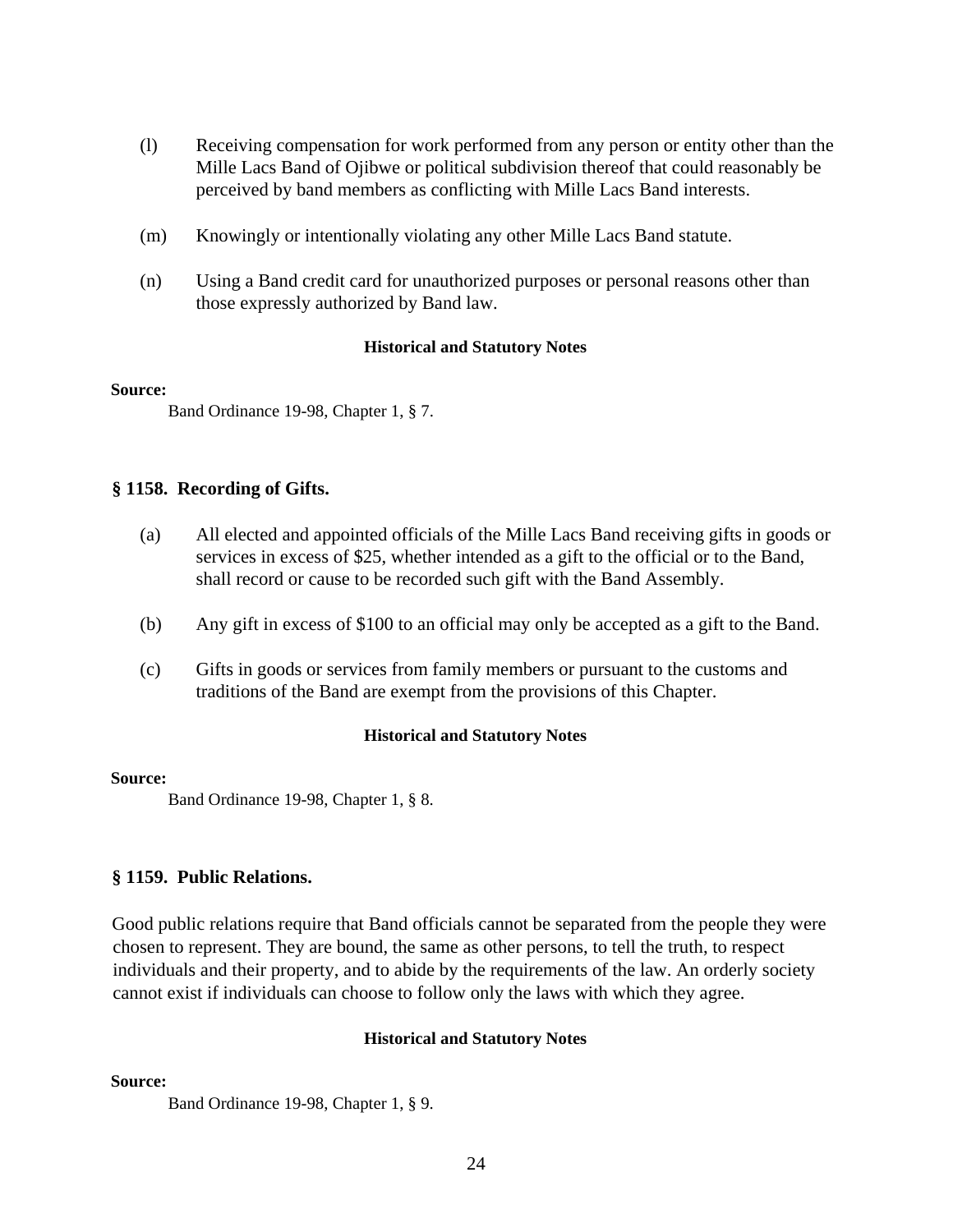(l) Receiving compensation for work performed from any person or entity other than the Mille Lacs Band of Ojibwe or political subdivision thereof that could reasonably be perceived by band members as conflicting with Mille Lacs Band interests.

(m) Knowingly or intentionally violating any other Mille Lacs Band statute.

(n) Using a Band credit card for unauthorized purposes or personal reasons other than those expressly authorized by Band law.

**Historical and Statutory Notes**

**Source:**

Band Ordinance 19-98, Chapter 1, § 7.

### § 1158. Recording of Gifts.

(a) All elected and appointed officials of the Mille Lacs Band receiving gifts in goods or services in excess of $25, whether intended as a gift to the official or to the Band, shall record or cause to be recorded such gift with the Band Assembly.

(b) Any gift in excess of $100 to an official may only be accepted as a gift to the Band.

(c) Gifts in goods or services from family members or pursuant to the customs and traditions of the Band are exempt from the provisions of this Chapter.

**Historical and Statutory Notes**

**Source:**

Band Ordinance 19-98, Chapter 1, § 8.

### § 1159. Public Relations.

Good public relations require that Band officials cannot be separated from the people they were chosen to represent. They are bound, the same as other persons, to tell the truth, to respect individuals and their property, and to abide by the requirements of the law. An orderly society cannot exist if individuals can choose to follow only the laws with which they agree.

**Historical and Statutory Notes**

**Source:**

Band Ordinance 19-98, Chapter 1, § 9.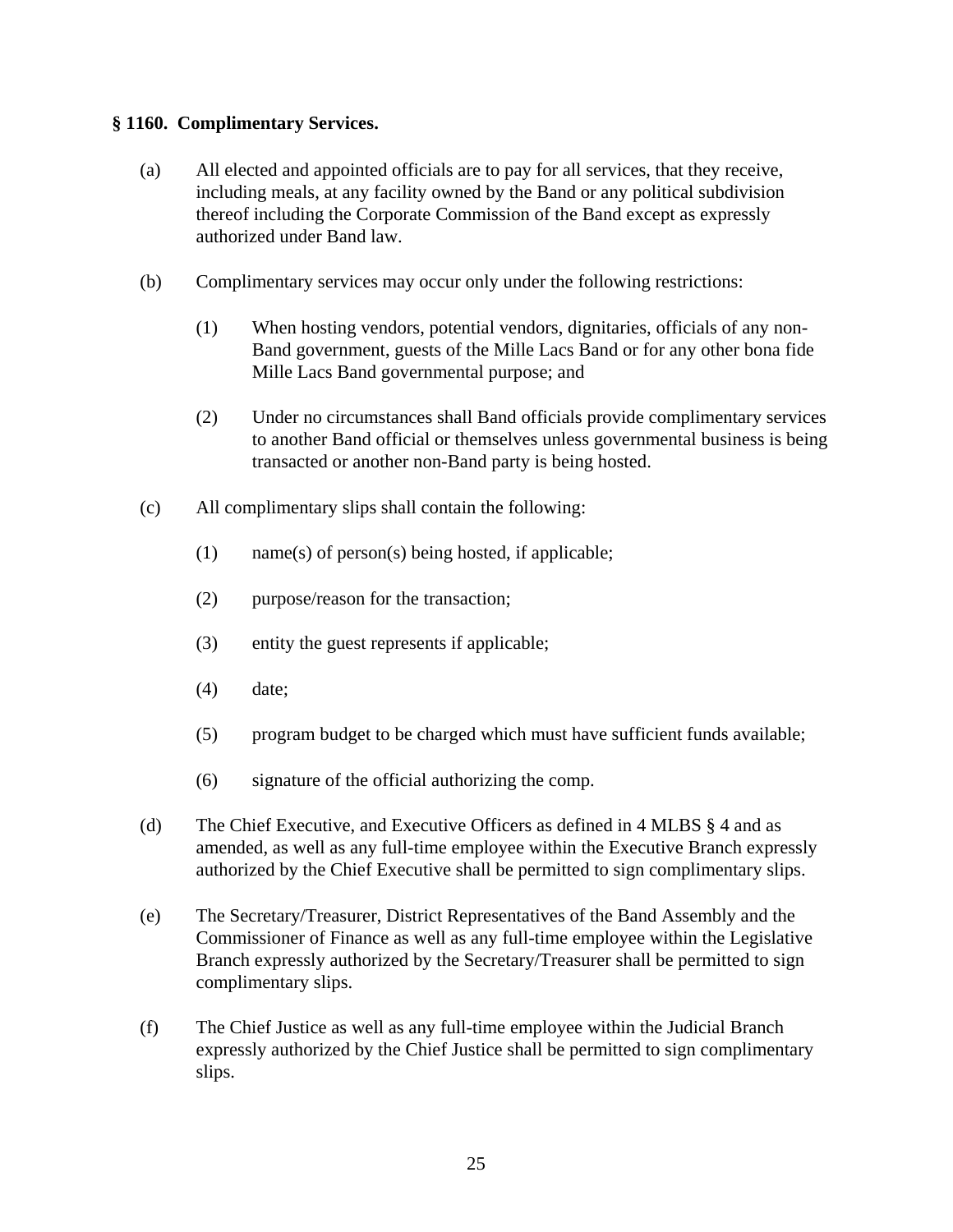**§ 1160. Complimentary Services.**

(a) All elected and appointed officials are to pay for all services, that they receive, including meals, at any facility owned by the Band or any political subdivision thereof including the Corporate Commission of the Band except as expressly authorized under Band law.

(b) Complimentary services may occur only under the following restrictions:

(1) When hosting vendors, potential vendors, dignitaries, officials of any non-Band government, guests of the Mille Lacs Band or for any other bona fide Mille Lacs Band governmental purpose; and

(2) Under no circumstances shall Band officials provide complimentary services to another Band official or themselves unless governmental business is being transacted or another non-Band party is being hosted.

(c) All complimentary slips shall contain the following:

(1) name(s) of person(s) being hosted, if applicable;

(2) purpose/reason for the transaction;

(3) entity the guest represents if applicable;

(4) date;

(5) program budget to be charged which must have sufficient funds available;

(6) signature of the official authorizing the comp.

(d) The Chief Executive, and Executive Officers as defined in 4 MLBS § 4 and as amended, as well as any full-time employee within the Executive Branch expressly authorized by the Chief Executive shall be permitted to sign complimentary slips.

(e) The Secretary/Treasurer, District Representatives of the Band Assembly and the Commissioner of Finance as well as any full-time employee within the Legislative Branch expressly authorized by the Secretary/Treasurer shall be permitted to sign complimentary slips.

(f) The Chief Justice as well as any full-time employee within the Judicial Branch expressly authorized by the Chief Justice shall be permitted to sign complimentary slips.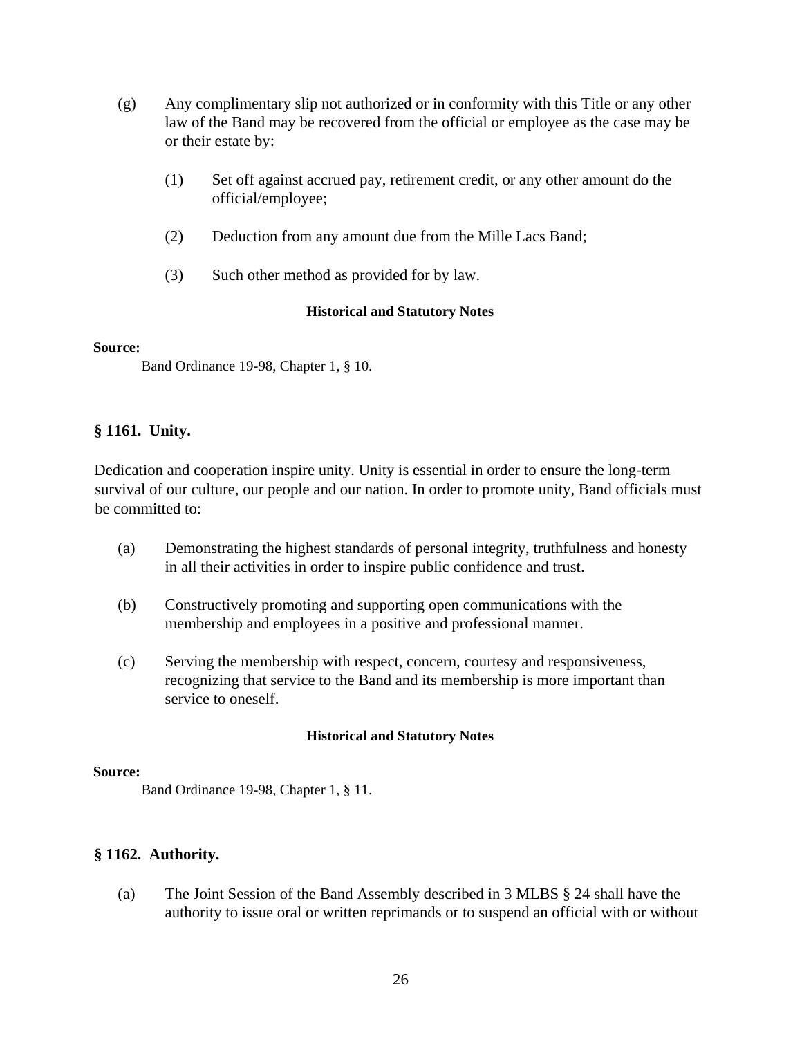(g) Any complimentary slip not authorized or in conformity with this Title or any other law of the Band may be recovered from the official or employee as the case may be or their estate by:

   (1) Set off against accrued pay, retirement credit, or any other amount do the official/employee;

   (2) Deduction from any amount due from the Mille Lacs Band;

   (3) Such other method as provided for by law.

**Historical and Statutory Notes**

**Source:**

Band Ordinance 19-98, Chapter 1, § 10.

### § 1161. Unity.

Dedication and cooperation inspire unity. Unity is essential in order to ensure the long-term survival of our culture, our people and our nation. In order to promote unity, Band officials must be committed to:

(a) Demonstrating the highest standards of personal integrity, truthfulness and honesty in all their activities in order to inspire public confidence and trust.

(b) Constructively promoting and supporting open communications with the membership and employees in a positive and professional manner.

(c) Serving the membership with respect, concern, courtesy and responsiveness, recognizing that service to the Band and its membership is more important than service to oneself.

**Historical and Statutory Notes**

**Source:**

Band Ordinance 19-98, Chapter 1, § 11.

### § 1162. Authority.

(a) The Joint Session of the Band Assembly described in 3 MLBS § 24 shall have the authority to issue oral or written reprimands or to suspend an official with or without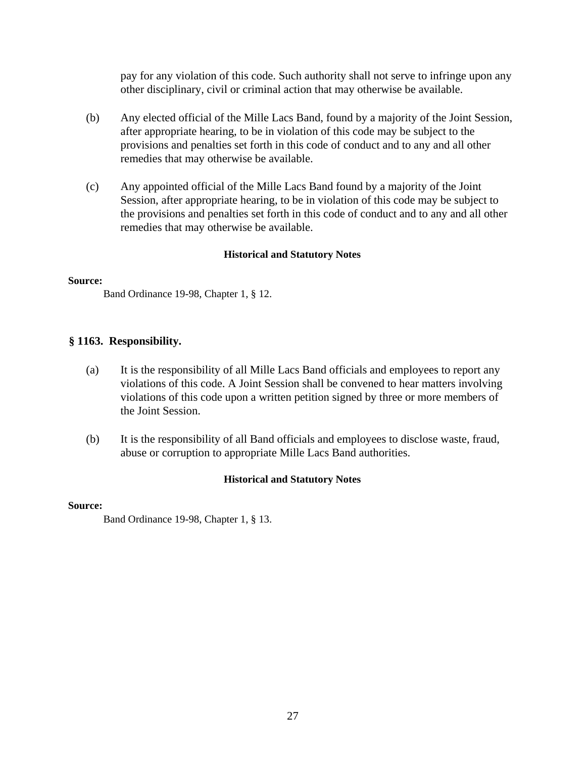pay for any violation of this code. Such authority shall not serve to infringe upon any other disciplinary, civil or criminal action that may otherwise be available.

(b) Any elected official of the Mille Lacs Band, found by a majority of the Joint Session, after appropriate hearing, to be in violation of this code may be subject to the provisions and penalties set forth in this code of conduct and to any and all other remedies that may otherwise be available.

(c) Any appointed official of the Mille Lacs Band found by a majority of the Joint Session, after appropriate hearing, to be in violation of this code may be subject to the provisions and penalties set forth in this code of conduct and to any and all other remedies that may otherwise be available.

**Historical and Statutory Notes**

**Source:**

Band Ordinance 19-98, Chapter 1, § 12.

### § 1163. Responsibility.

(a) It is the responsibility of all Mille Lacs Band officials and employees to report any violations of this code. A Joint Session shall be convened to hear matters involving violations of this code upon a written petition signed by three or more members of the Joint Session.

(b) It is the responsibility of all Band officials and employees to disclose waste, fraud, abuse or corruption to appropriate Mille Lacs Band authorities.

**Historical and Statutory Notes**

**Source:**

Band Ordinance 19-98, Chapter 1, § 13.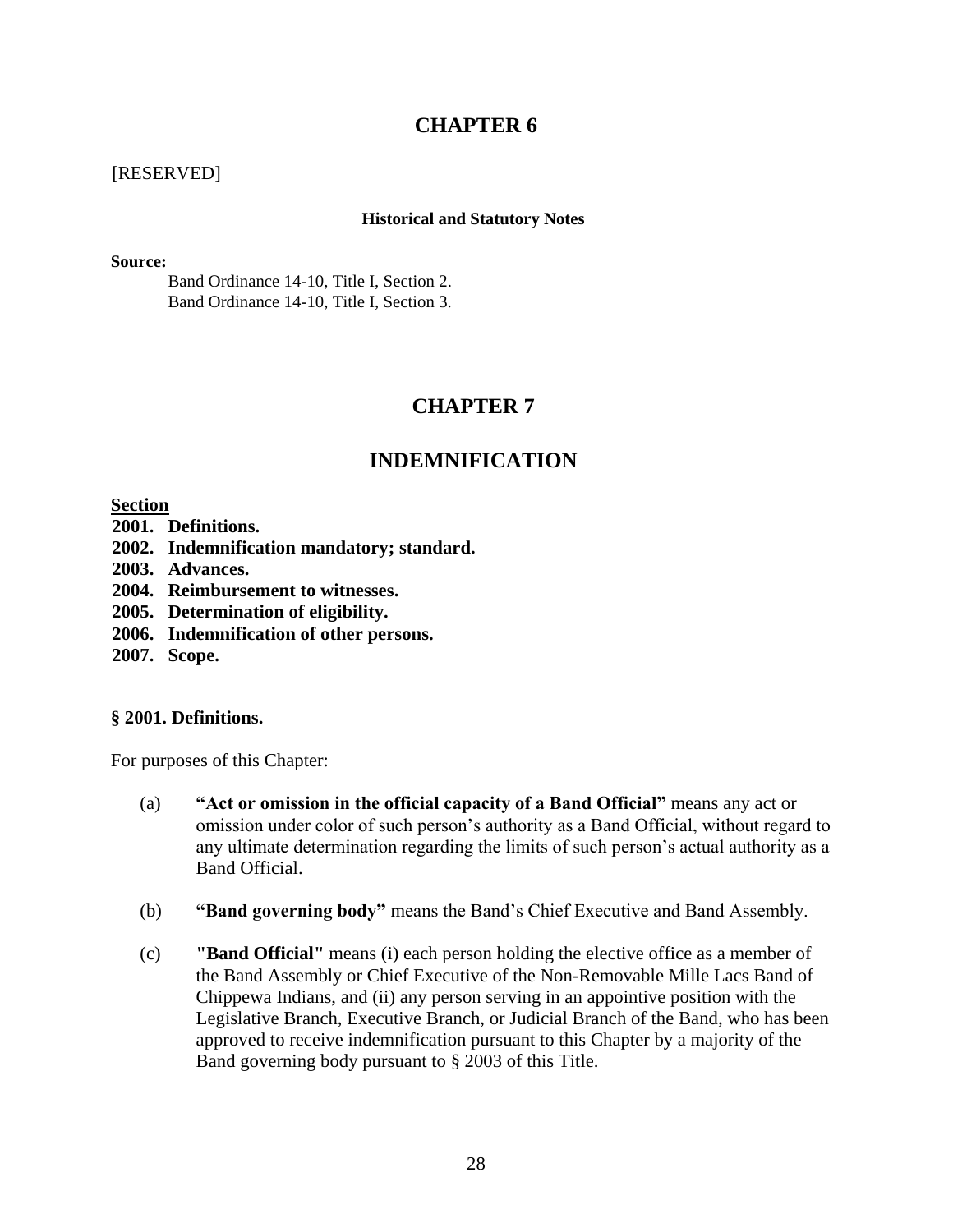# CHAPTER 6

[RESERVED]

**Historical and Statutory Notes**

**Source:**

Band Ordinance 14-10, Title I, Section 2.
Band Ordinance 14-10, Title I, Section 3.

# CHAPTER 7

# INDEMNIFICATION

**Section**

**2001. Definitions.**
**2002. Indemnification mandatory; standard.**
**2003. Advances.**
**2004. Reimbursement to witnesses.**
**2005. Determination of eligibility.**
**2006. Indemnification of other persons.**
**2007. Scope.**

**§ 2001. Definitions.**

For purposes of this Chapter:

(a) **"Act or omission in the official capacity of a Band Official"** means any act or omission under color of such person's authority as a Band Official, without regard to any ultimate determination regarding the limits of such person's actual authority as a Band Official.

(b) **"Band governing body"** means the Band's Chief Executive and Band Assembly.

(c) **"Band Official"** means (i) each person holding the elective office as a member of the Band Assembly or Chief Executive of the Non-Removable Mille Lacs Band of Chippewa Indians, and (ii) any person serving in an appointive position with the Legislative Branch, Executive Branch, or Judicial Branch of the Band, who has been approved to receive indemnification pursuant to this Chapter by a majority of the Band governing body pursuant to § 2003 of this Title.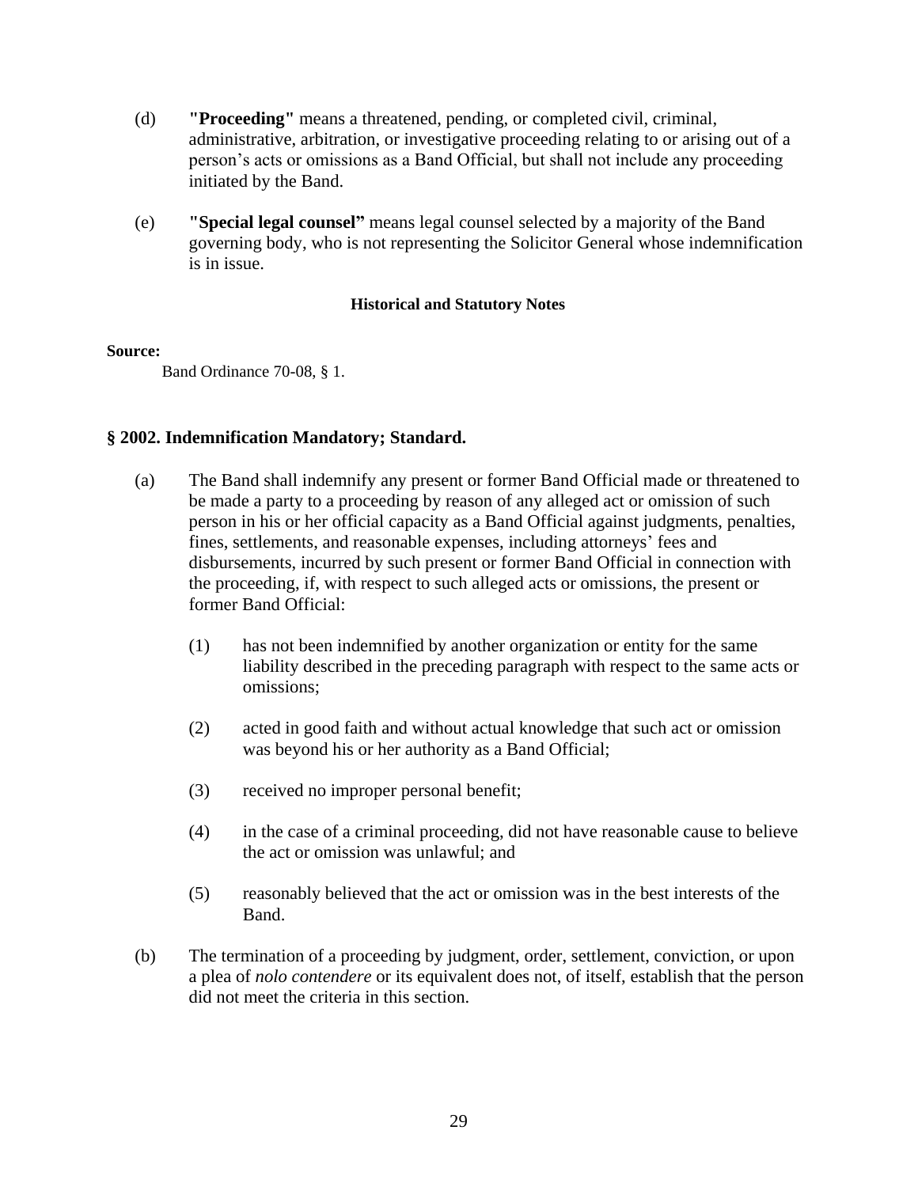(d) **"Proceeding"** means a threatened, pending, or completed civil, criminal, administrative, arbitration, or investigative proceeding relating to or arising out of a person's acts or omissions as a Band Official, but shall not include any proceeding initiated by the Band.

(e) **"Special legal counsel"** means legal counsel selected by a majority of the Band governing body, who is not representing the Solicitor General whose indemnification is in issue.

#### Historical and Statutory Notes

**Source:**

Band Ordinance 70-08, § 1.

### § 2002. Indemnification Mandatory; Standard.

(a) The Band shall indemnify any present or former Band Official made or threatened to be made a party to a proceeding by reason of any alleged act or omission of such person in his or her official capacity as a Band Official against judgments, penalties, fines, settlements, and reasonable expenses, including attorneys' fees and disbursements, incurred by such present or former Band Official in connection with the proceeding, if, with respect to such alleged acts or omissions, the present or former Band Official:

(1) has not been indemnified by another organization or entity for the same liability described in the preceding paragraph with respect to the same acts or omissions;

(2) acted in good faith and without actual knowledge that such act or omission was beyond his or her authority as a Band Official;

(3) received no improper personal benefit;

(4) in the case of a criminal proceeding, did not have reasonable cause to believe the act or omission was unlawful; and

(5) reasonably believed that the act or omission was in the best interests of the Band.

(b) The termination of a proceeding by judgment, order, settlement, conviction, or upon a plea of *nolo contendere* or its equivalent does not, of itself, establish that the person did not meet the criteria in this section.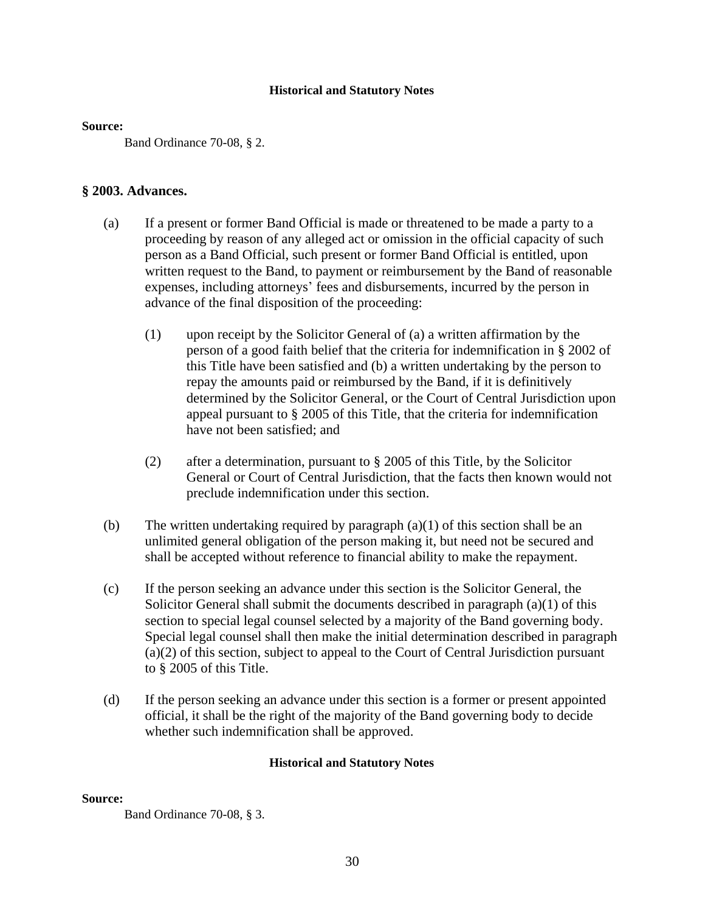**Historical and Statutory Notes**

**Source:**

Band Ordinance 70-08, § 2.

## § 2003. Advances.

(a) If a present or former Band Official is made or threatened to be made a party to a proceeding by reason of any alleged act or omission in the official capacity of such person as a Band Official, such present or former Band Official is entitled, upon written request to the Band, to payment or reimbursement by the Band of reasonable expenses, including attorneys' fees and disbursements, incurred by the person in advance of the final disposition of the proceeding:

(1) upon receipt by the Solicitor General of (a) a written affirmation by the person of a good faith belief that the criteria for indemnification in § 2002 of this Title have been satisfied and (b) a written undertaking by the person to repay the amounts paid or reimbursed by the Band, if it is definitively determined by the Solicitor General, or the Court of Central Jurisdiction upon appeal pursuant to § 2005 of this Title, that the criteria for indemnification have not been satisfied; and

(2) after a determination, pursuant to § 2005 of this Title, by the Solicitor General or Court of Central Jurisdiction, that the facts then known would not preclude indemnification under this section.

(b) The written undertaking required by paragraph (a)(1) of this section shall be an unlimited general obligation of the person making it, but need not be secured and shall be accepted without reference to financial ability to make the repayment.

(c) If the person seeking an advance under this section is the Solicitor General, the Solicitor General shall submit the documents described in paragraph (a)(1) of this section to special legal counsel selected by a majority of the Band governing body. Special legal counsel shall then make the initial determination described in paragraph (a)(2) of this section, subject to appeal to the Court of Central Jurisdiction pursuant to § 2005 of this Title.

(d) If the person seeking an advance under this section is a former or present appointed official, it shall be the right of the majority of the Band governing body to decide whether such indemnification shall be approved.

**Historical and Statutory Notes**

**Source:**

Band Ordinance 70-08, § 3.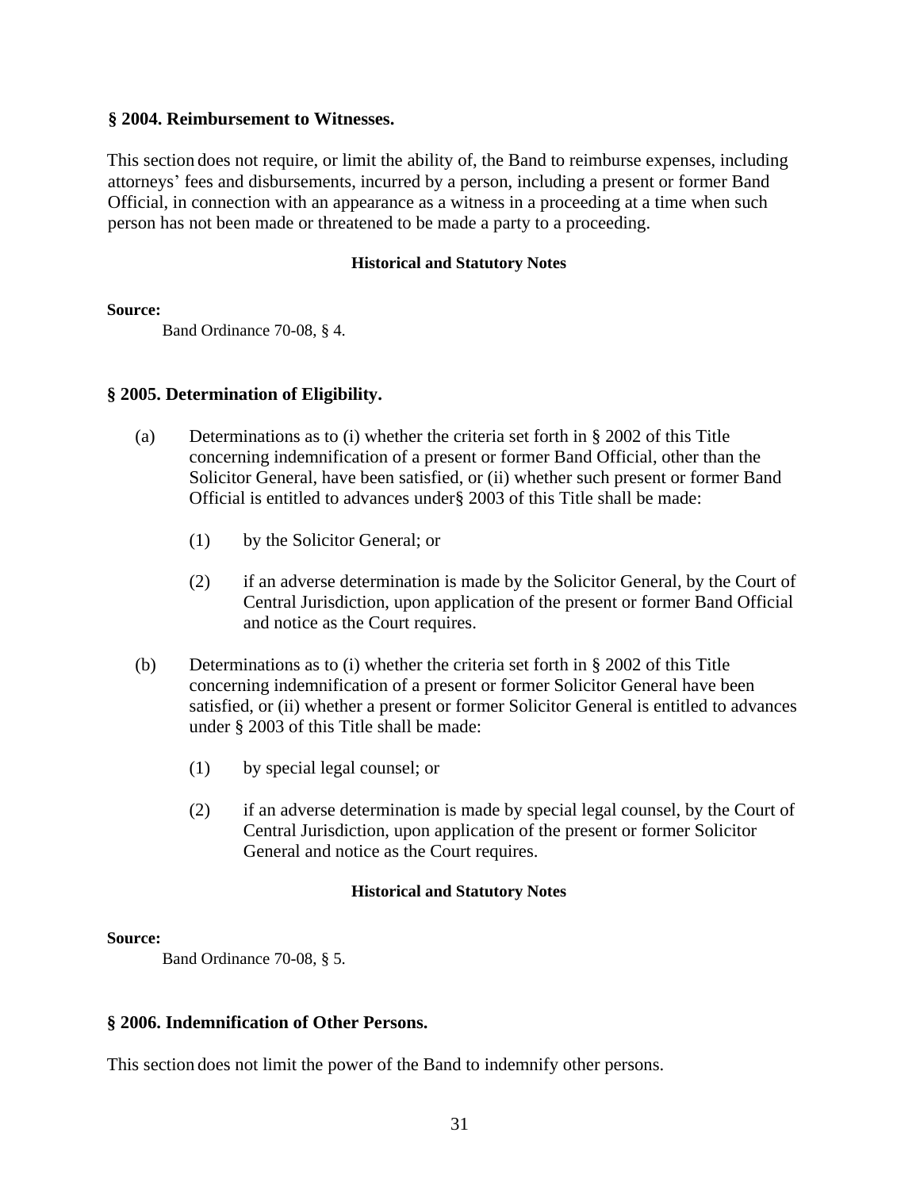### § 2004. Reimbursement to Witnesses.

This section does not require, or limit the ability of, the Band to reimburse expenses, including attorneys' fees and disbursements, incurred by a person, including a present or former Band Official, in connection with an appearance as a witness in a proceeding at a time when such person has not been made or threatened to be made a party to a proceeding.

**Historical and Statutory Notes**

**Source:**

Band Ordinance 70-08, § 4.

### § 2005. Determination of Eligibility.

(a) Determinations as to (i) whether the criteria set forth in § 2002 of this Title concerning indemnification of a present or former Band Official, other than the Solicitor General, have been satisfied, or (ii) whether such present or former Band Official is entitled to advances under§ 2003 of this Title shall be made:

(1) by the Solicitor General; or

(2) if an adverse determination is made by the Solicitor General, by the Court of Central Jurisdiction, upon application of the present or former Band Official and notice as the Court requires.

(b) Determinations as to (i) whether the criteria set forth in § 2002 of this Title concerning indemnification of a present or former Solicitor General have been satisfied, or (ii) whether a present or former Solicitor General is entitled to advances under § 2003 of this Title shall be made:

(1) by special legal counsel; or

(2) if an adverse determination is made by special legal counsel, by the Court of Central Jurisdiction, upon application of the present or former Solicitor General and notice as the Court requires.

**Historical and Statutory Notes**

**Source:**

Band Ordinance 70-08, § 5.

### § 2006. Indemnification of Other Persons.

This section does not limit the power of the Band to indemnify other persons.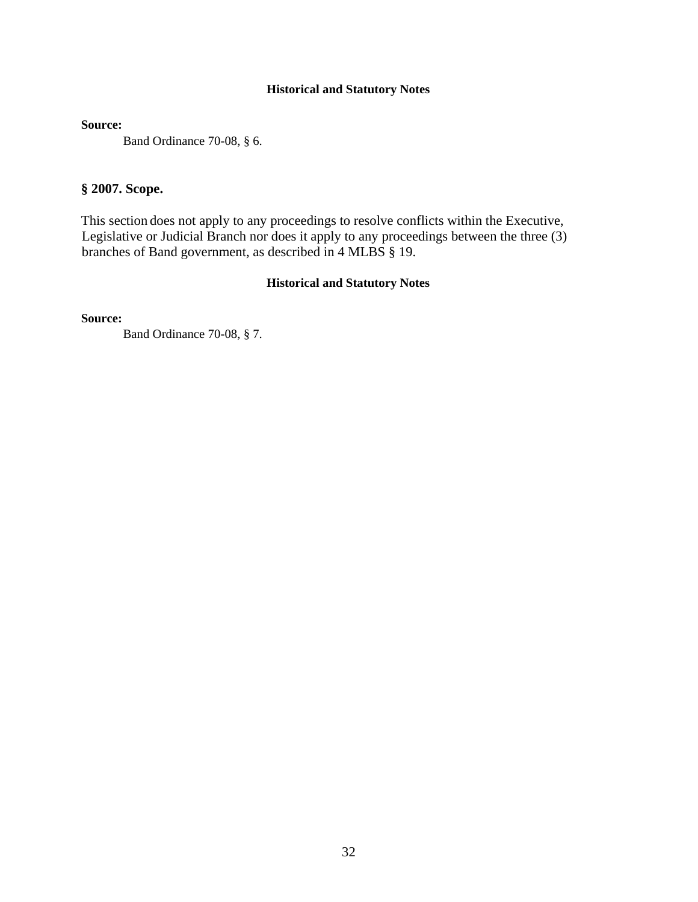**Historical and Statutory Notes**

**Source:**

Band Ordinance 70-08, § 6.

## § 2007. Scope.

This section does not apply to any proceedings to resolve conflicts within the Executive, Legislative or Judicial Branch nor does it apply to any proceedings between the three (3) branches of Band government, as described in 4 MLBS § 19.

**Historical and Statutory Notes**

**Source:**

Band Ordinance 70-08, § 7.